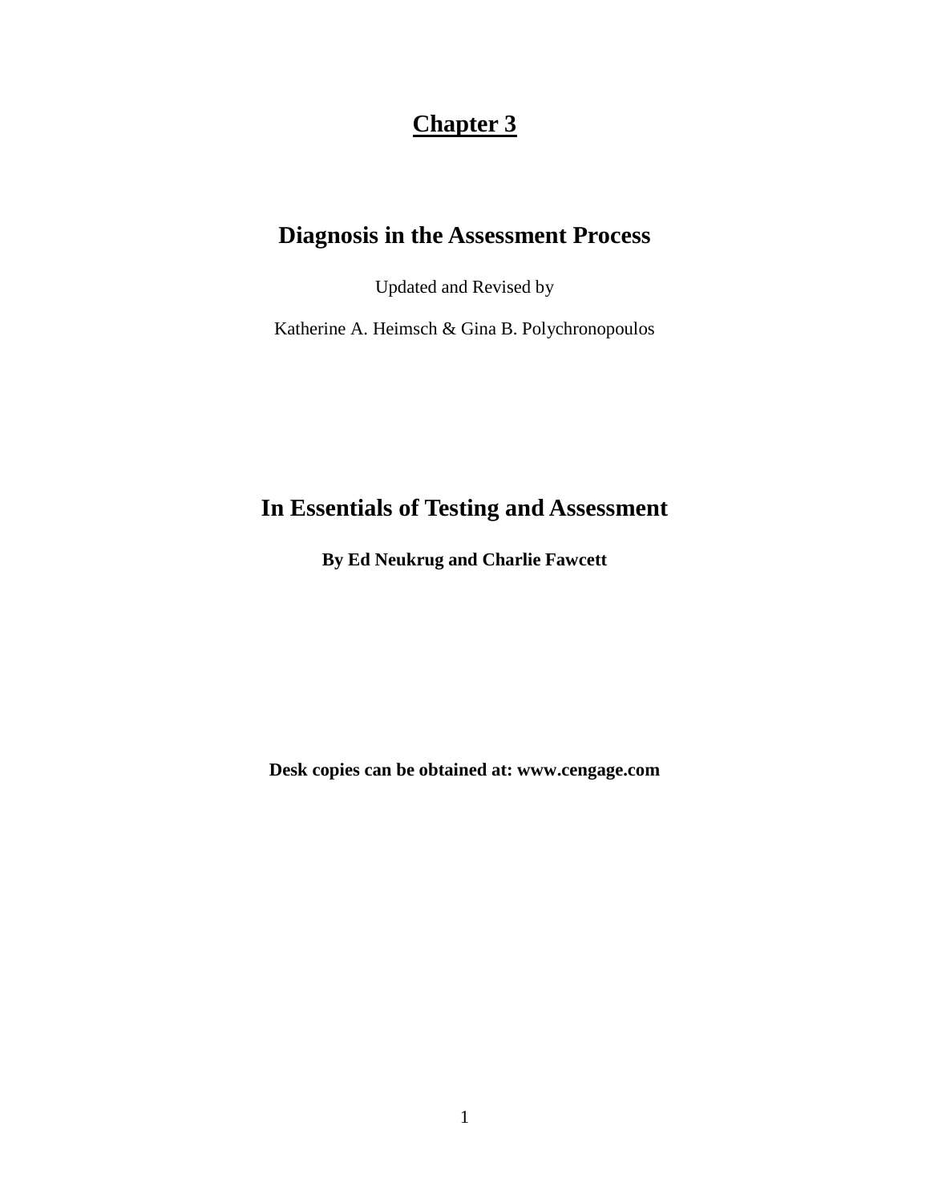# Chapter 3

## Diagnosis in the Assessment Process

Updated and Revised by

Katherine A. Heimsch & Gina B. Polychronopoulos

## In Essentials of Testing and Assessment

**By Ed Neukrug and Charlie Fawcett**

**Desk copies can be obtained at: www.cengage.com**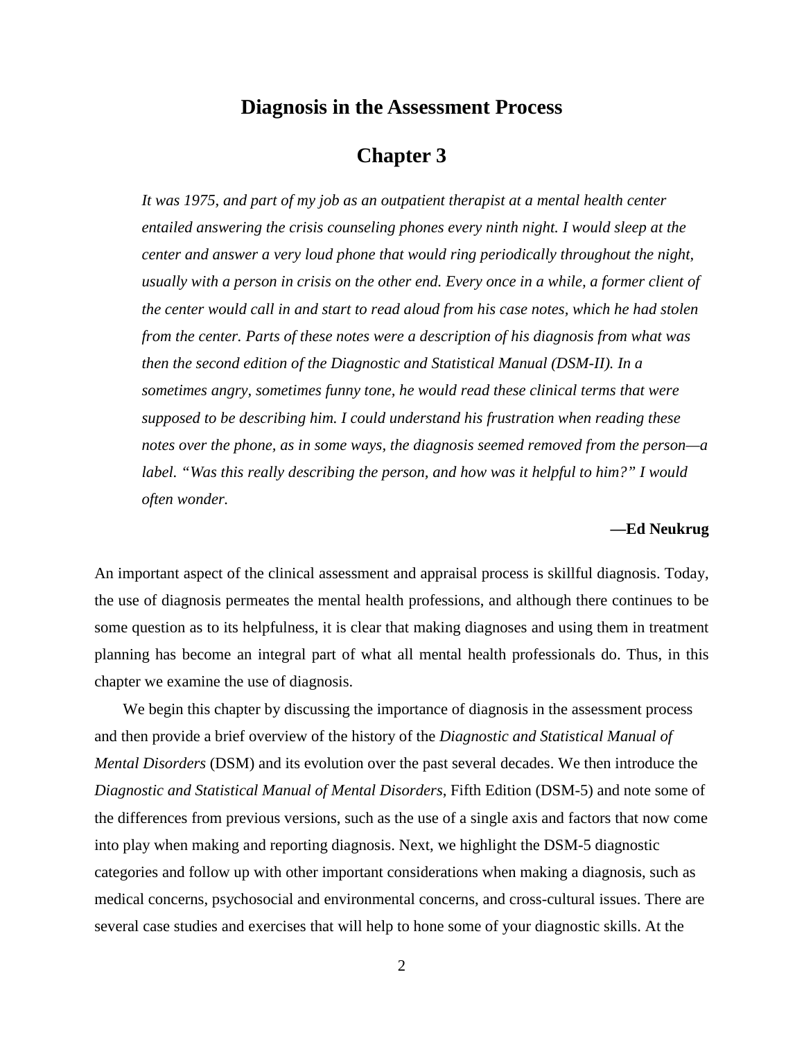# Diagnosis in the Assessment Process

# Chapter 3

> *It was 1975, and part of my job as an outpatient therapist at a mental health center entailed answering the crisis counseling phones every ninth night. I would sleep at the center and answer a very loud phone that would ring periodically throughout the night, usually with a person in crisis on the other end. Every once in a while, a former client of the center would call in and start to read aloud from his case notes, which he had stolen from the center. Parts of these notes were a description of his diagnosis from what was then the second edition of the Diagnostic and Statistical Manual (DSM-II). In a sometimes angry, sometimes funny tone, he would read these clinical terms that were supposed to be describing him. I could understand his frustration when reading these notes over the phone, as in some ways, the diagnosis seemed removed from the person—a label. "Was this really describing the person, and how was it helpful to him?" I would often wonder.*
>
> **—Ed Neukrug**

An important aspect of the clinical assessment and appraisal process is skillful diagnosis. Today, the use of diagnosis permeates the mental health professions, and although there continues to be some question as to its helpfulness, it is clear that making diagnoses and using them in treatment planning has become an integral part of what all mental health professionals do. Thus, in this chapter we examine the use of diagnosis.

We begin this chapter by discussing the importance of diagnosis in the assessment process and then provide a brief overview of the history of the *Diagnostic and Statistical Manual of Mental Disorders* (DSM) and its evolution over the past several decades. We then introduce the *Diagnostic and Statistical Manual of Mental Disorders*, Fifth Edition (DSM-5) and note some of the differences from previous versions, such as the use of a single axis and factors that now come into play when making and reporting diagnosis. Next, we highlight the DSM-5 diagnostic categories and follow up with other important considerations when making a diagnosis, such as medical concerns, psychosocial and environmental concerns, and cross-cultural issues. There are several case studies and exercises that will help to hone some of your diagnostic skills. At the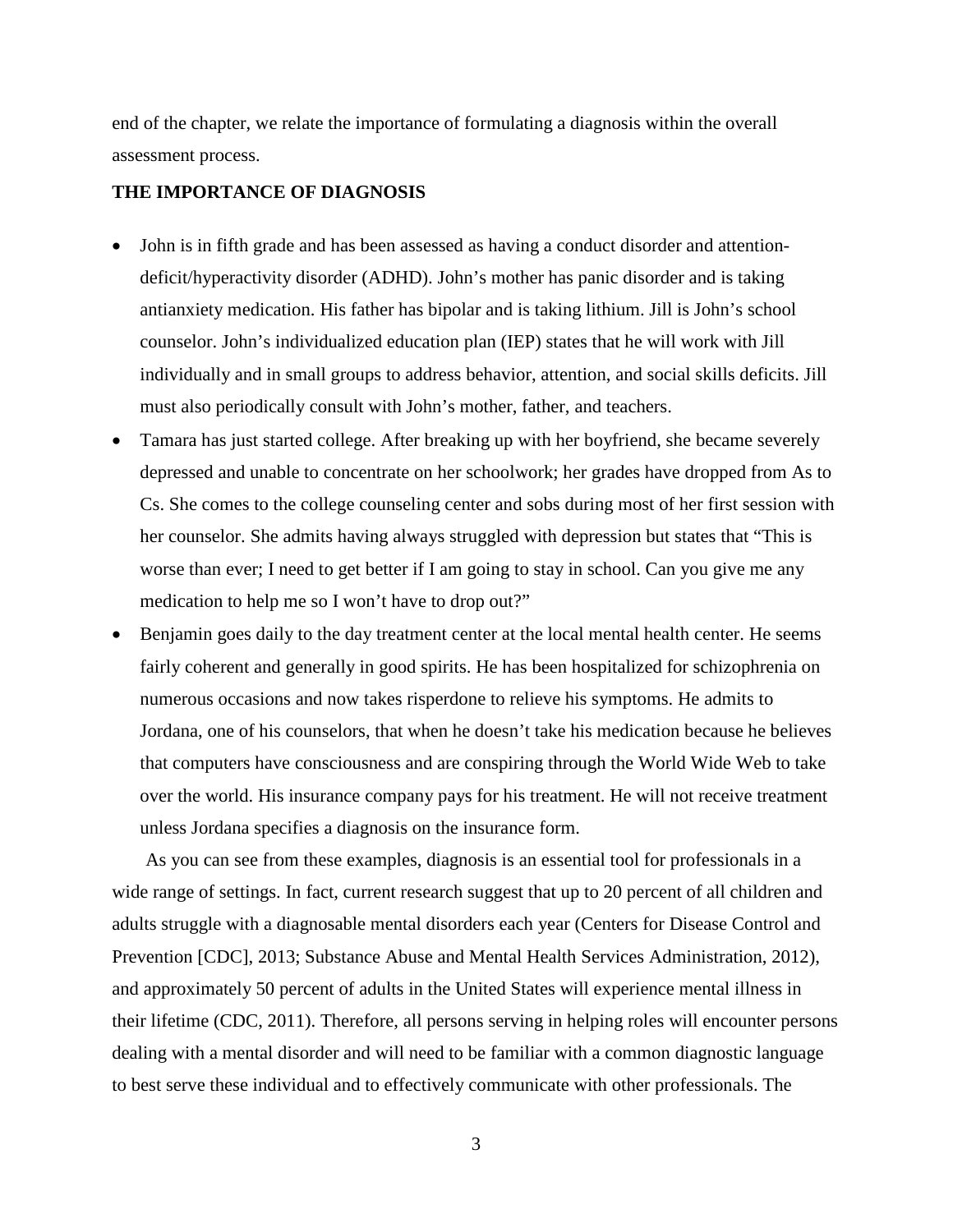end of the chapter, we relate the importance of formulating a diagnosis within the overall assessment process.

## THE IMPORTANCE OF DIAGNOSIS

- John is in fifth grade and has been assessed as having a conduct disorder and attention-deficit/hyperactivity disorder (ADHD). John's mother has panic disorder and is taking antianxiety medication. His father has bipolar and is taking lithium. Jill is John's school counselor. John's individualized education plan (IEP) states that he will work with Jill individually and in small groups to address behavior, attention, and social skills deficits. Jill must also periodically consult with John's mother, father, and teachers.
- Tamara has just started college. After breaking up with her boyfriend, she became severely depressed and unable to concentrate on her schoolwork; her grades have dropped from As to Cs. She comes to the college counseling center and sobs during most of her first session with her counselor. She admits having always struggled with depression but states that "This is worse than ever; I need to get better if I am going to stay in school. Can you give me any medication to help me so I won't have to drop out?"
- Benjamin goes daily to the day treatment center at the local mental health center. He seems fairly coherent and generally in good spirits. He has been hospitalized for schizophrenia on numerous occasions and now takes risperdone to relieve his symptoms. He admits to Jordana, one of his counselors, that when he doesn't take his medication because he believes that computers have consciousness and are conspiring through the World Wide Web to take over the world. His insurance company pays for his treatment. He will not receive treatment unless Jordana specifies a diagnosis on the insurance form.

As you can see from these examples, diagnosis is an essential tool for professionals in a wide range of settings. In fact, current research suggest that up to 20 percent of all children and adults struggle with a diagnosable mental disorders each year (Centers for Disease Control and Prevention [CDC], 2013; Substance Abuse and Mental Health Services Administration, 2012), and approximately 50 percent of adults in the United States will experience mental illness in their lifetime (CDC, 2011). Therefore, all persons serving in helping roles will encounter persons dealing with a mental disorder and will need to be familiar with a common diagnostic language to best serve these individual and to effectively communicate with other professionals. The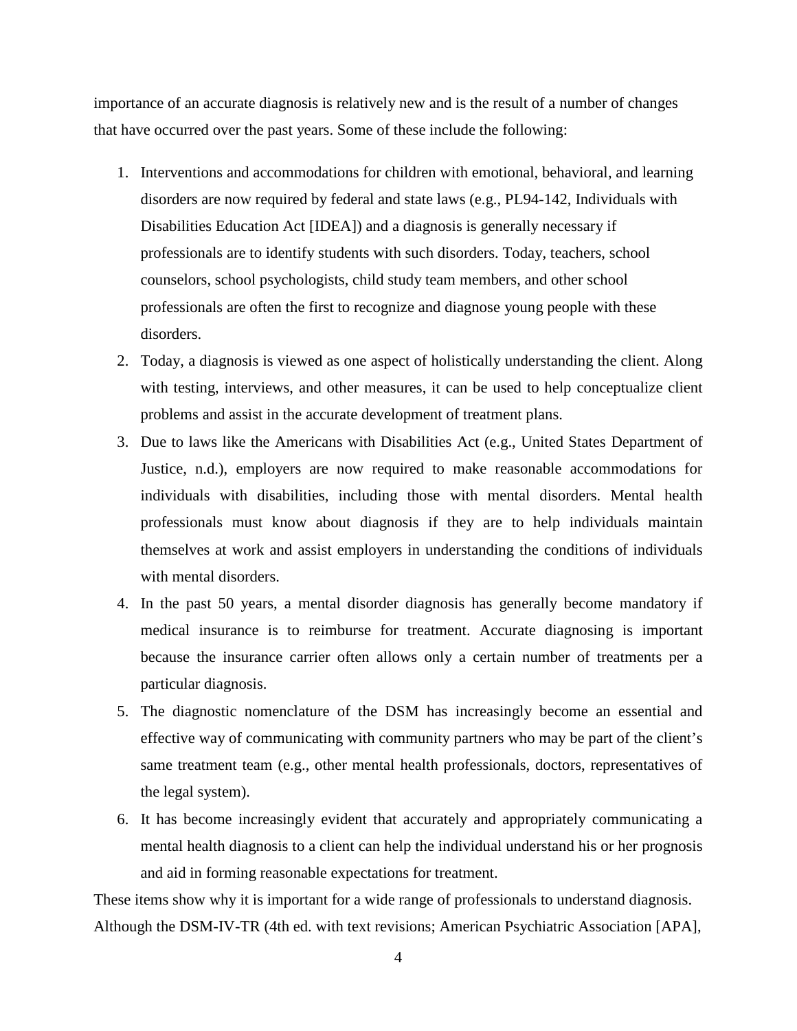importance of an accurate diagnosis is relatively new and is the result of a number of changes that have occurred over the past years. Some of these include the following:

1. Interventions and accommodations for children with emotional, behavioral, and learning disorders are now required by federal and state laws (e.g., PL94-142, Individuals with Disabilities Education Act [IDEA]) and a diagnosis is generally necessary if professionals are to identify students with such disorders. Today, teachers, school counselors, school psychologists, child study team members, and other school professionals are often the first to recognize and diagnose young people with these disorders.
2. Today, a diagnosis is viewed as one aspect of holistically understanding the client. Along with testing, interviews, and other measures, it can be used to help conceptualize client problems and assist in the accurate development of treatment plans.
3. Due to laws like the Americans with Disabilities Act (e.g., United States Department of Justice, n.d.), employers are now required to make reasonable accommodations for individuals with disabilities, including those with mental disorders. Mental health professionals must know about diagnosis if they are to help individuals maintain themselves at work and assist employers in understanding the conditions of individuals with mental disorders.
4. In the past 50 years, a mental disorder diagnosis has generally become mandatory if medical insurance is to reimburse for treatment. Accurate diagnosing is important because the insurance carrier often allows only a certain number of treatments per a particular diagnosis.
5. The diagnostic nomenclature of the DSM has increasingly become an essential and effective way of communicating with community partners who may be part of the client's same treatment team (e.g., other mental health professionals, doctors, representatives of the legal system).
6. It has become increasingly evident that accurately and appropriately communicating a mental health diagnosis to a client can help the individual understand his or her prognosis and aid in forming reasonable expectations for treatment.

These items show why it is important for a wide range of professionals to understand diagnosis. Although the DSM-IV-TR (4th ed. with text revisions; American Psychiatric Association [APA],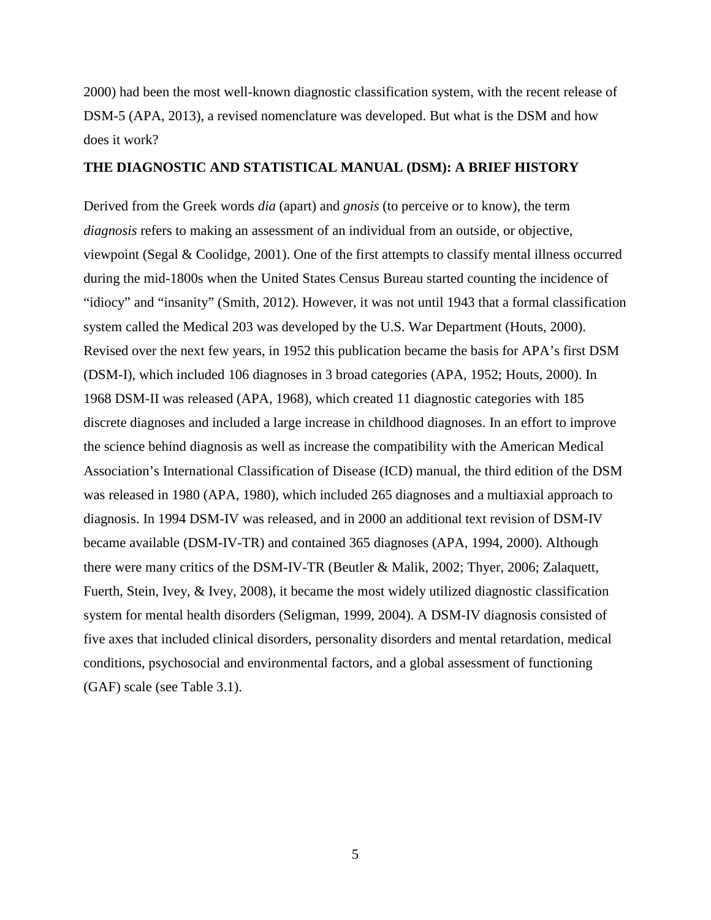2000) had been the most well-known diagnostic classification system, with the recent release of DSM-5 (APA, 2013), a revised nomenclature was developed. But what is the DSM and how does it work?

## THE DIAGNOSTIC AND STATISTICAL MANUAL (DSM): A BRIEF HISTORY

Derived from the Greek words *dia* (apart) and *gnosis* (to perceive or to know), the term *diagnosis* refers to making an assessment of an individual from an outside, or objective, viewpoint (Segal & Coolidge, 2001). One of the first attempts to classify mental illness occurred during the mid-1800s when the United States Census Bureau started counting the incidence of "idiocy" and "insanity" (Smith, 2012). However, it was not until 1943 that a formal classification system called the Medical 203 was developed by the U.S. War Department (Houts, 2000). Revised over the next few years, in 1952 this publication became the basis for APA's first DSM (DSM-I), which included 106 diagnoses in 3 broad categories (APA, 1952; Houts, 2000). In 1968 DSM-II was released (APA, 1968), which created 11 diagnostic categories with 185 discrete diagnoses and included a large increase in childhood diagnoses. In an effort to improve the science behind diagnosis as well as increase the compatibility with the American Medical Association's International Classification of Disease (ICD) manual, the third edition of the DSM was released in 1980 (APA, 1980), which included 265 diagnoses and a multiaxial approach to diagnosis. In 1994 DSM-IV was released, and in 2000 an additional text revision of DSM-IV became available (DSM-IV-TR) and contained 365 diagnoses (APA, 1994, 2000). Although there were many critics of the DSM-IV-TR (Beutler & Malik, 2002; Thyer, 2006; Zalaquett, Fuerth, Stein, Ivey, & Ivey, 2008), it became the most widely utilized diagnostic classification system for mental health disorders (Seligman, 1999, 2004). A DSM-IV diagnosis consisted of five axes that included clinical disorders, personality disorders and mental retardation, medical conditions, psychosocial and environmental factors, and a global assessment of functioning (GAF) scale (see Table 3.1).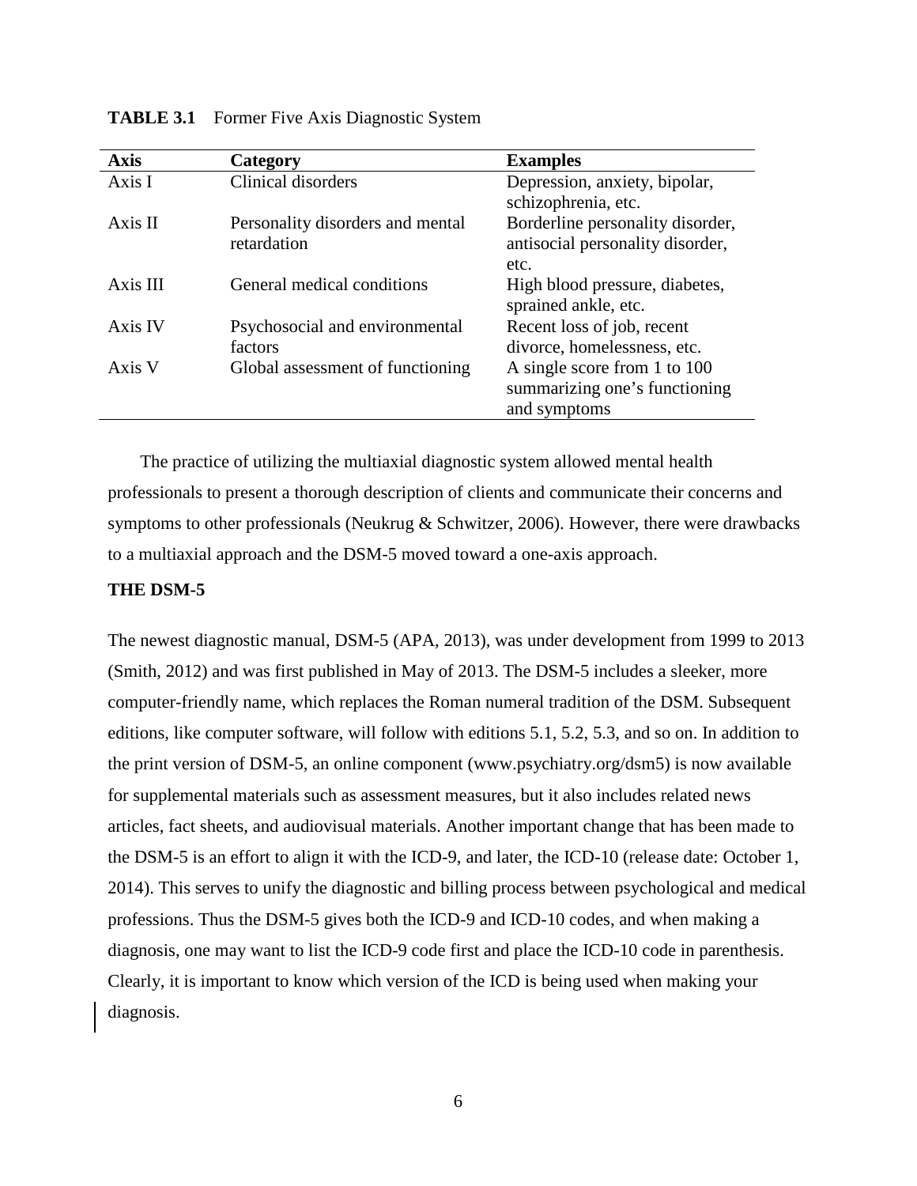**TABLE 3.1** Former Five Axis Diagnostic System

| Axis | Category | Examples |
|---|---|---|
| Axis I | Clinical disorders | Depression, anxiety, bipolar, schizophrenia, etc. |
| Axis II | Personality disorders and mental retardation | Borderline personality disorder, antisocial personality disorder, etc. |
| Axis III | General medical conditions | High blood pressure, diabetes, sprained ankle, etc. |
| Axis IV | Psychosocial and environmental factors | Recent loss of job, recent divorce, homelessness, etc. |
| Axis V | Global assessment of functioning | A single score from 1 to 100 summarizing one's functioning and symptoms |

The practice of utilizing the multiaxial diagnostic system allowed mental health professionals to present a thorough description of clients and communicate their concerns and symptoms to other professionals (Neukrug & Schwitzer, 2006). However, there were drawbacks to a multiaxial approach and the DSM-5 moved toward a one-axis approach.

## THE DSM-5

The newest diagnostic manual, DSM-5 (APA, 2013), was under development from 1999 to 2013 (Smith, 2012) and was first published in May of 2013. The DSM-5 includes a sleeker, more computer-friendly name, which replaces the Roman numeral tradition of the DSM. Subsequent editions, like computer software, will follow with editions 5.1, 5.2, 5.3, and so on. In addition to the print version of DSM-5, an online component (www.psychiatry.org/dsm5) is now available for supplemental materials such as assessment measures, but it also includes related news articles, fact sheets, and audiovisual materials. Another important change that has been made to the DSM-5 is an effort to align it with the ICD-9, and later, the ICD-10 (release date: October 1, 2014). This serves to unify the diagnostic and billing process between psychological and medical professions. Thus the DSM-5 gives both the ICD-9 and ICD-10 codes, and when making a diagnosis, one may want to list the ICD-9 code first and place the ICD-10 code in parenthesis. Clearly, it is important to know which version of the ICD is being used when making your diagnosis.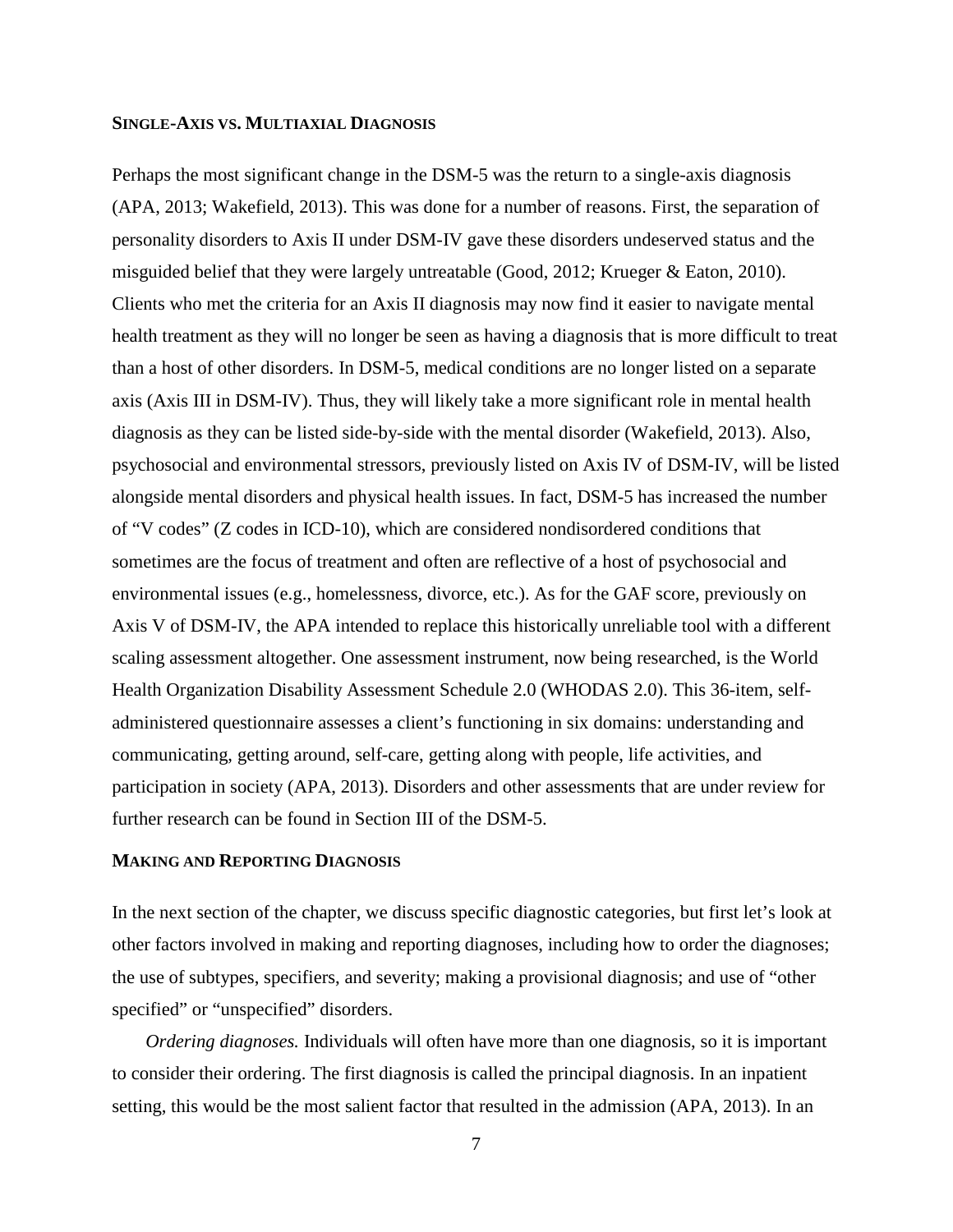## SINGLE-AXIS VS. MULTIAXIAL DIAGNOSIS

Perhaps the most significant change in the DSM-5 was the return to a single-axis diagnosis (APA, 2013; Wakefield, 2013). This was done for a number of reasons. First, the separation of personality disorders to Axis II under DSM-IV gave these disorders undeserved status and the misguided belief that they were largely untreatable (Good, 2012; Krueger & Eaton, 2010). Clients who met the criteria for an Axis II diagnosis may now find it easier to navigate mental health treatment as they will no longer be seen as having a diagnosis that is more difficult to treat than a host of other disorders. In DSM-5, medical conditions are no longer listed on a separate axis (Axis III in DSM-IV). Thus, they will likely take a more significant role in mental health diagnosis as they can be listed side-by-side with the mental disorder (Wakefield, 2013). Also, psychosocial and environmental stressors, previously listed on Axis IV of DSM-IV, will be listed alongside mental disorders and physical health issues. In fact, DSM-5 has increased the number of "V codes" (Z codes in ICD-10), which are considered nondisordered conditions that sometimes are the focus of treatment and often are reflective of a host of psychosocial and environmental issues (e.g., homelessness, divorce, etc.). As for the GAF score, previously on Axis V of DSM-IV, the APA intended to replace this historically unreliable tool with a different scaling assessment altogether. One assessment instrument, now being researched, is the World Health Organization Disability Assessment Schedule 2.0 (WHODAS 2.0). This 36-item, self-administered questionnaire assesses a client's functioning in six domains: understanding and communicating, getting around, self-care, getting along with people, life activities, and participation in society (APA, 2013). Disorders and other assessments that are under review for further research can be found in Section III of the DSM-5.

## MAKING AND REPORTING DIAGNOSIS

In the next section of the chapter, we discuss specific diagnostic categories, but first let's look at other factors involved in making and reporting diagnoses, including how to order the diagnoses; the use of subtypes, specifiers, and severity; making a provisional diagnosis; and use of "other specified" or "unspecified" disorders.

*Ordering diagnoses.* Individuals will often have more than one diagnosis, so it is important to consider their ordering. The first diagnosis is called the principal diagnosis. In an inpatient setting, this would be the most salient factor that resulted in the admission (APA, 2013). In an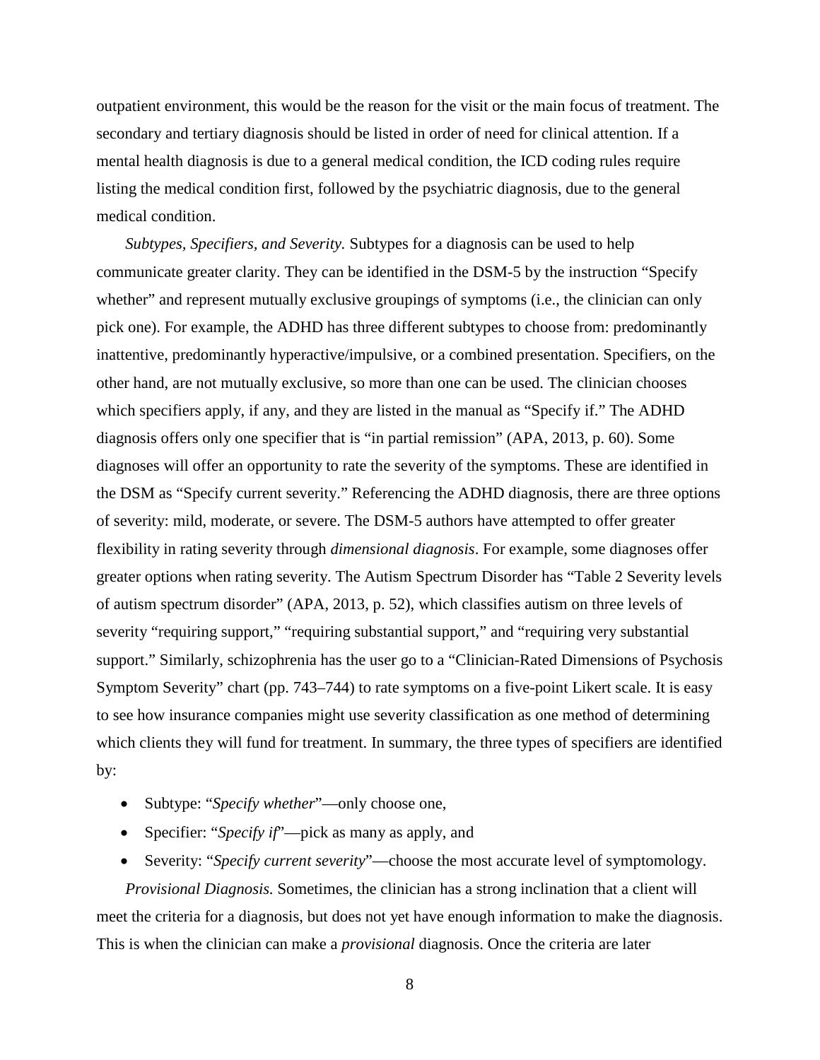outpatient environment, this would be the reason for the visit or the main focus of treatment. The secondary and tertiary diagnosis should be listed in order of need for clinical attention. If a mental health diagnosis is due to a general medical condition, the ICD coding rules require listing the medical condition first, followed by the psychiatric diagnosis, due to the general medical condition.

*Subtypes, Specifiers, and Severity.* Subtypes for a diagnosis can be used to help communicate greater clarity. They can be identified in the DSM-5 by the instruction "Specify whether" and represent mutually exclusive groupings of symptoms (i.e., the clinician can only pick one). For example, the ADHD has three different subtypes to choose from: predominantly inattentive, predominantly hyperactive/impulsive, or a combined presentation. Specifiers, on the other hand, are not mutually exclusive, so more than one can be used. The clinician chooses which specifiers apply, if any, and they are listed in the manual as "Specify if." The ADHD diagnosis offers only one specifier that is "in partial remission" (APA, 2013, p. 60). Some diagnoses will offer an opportunity to rate the severity of the symptoms. These are identified in the DSM as "Specify current severity." Referencing the ADHD diagnosis, there are three options of severity: mild, moderate, or severe. The DSM-5 authors have attempted to offer greater flexibility in rating severity through *dimensional diagnosis*. For example, some diagnoses offer greater options when rating severity. The Autism Spectrum Disorder has "Table 2 Severity levels of autism spectrum disorder" (APA, 2013, p. 52), which classifies autism on three levels of severity "requiring support," "requiring substantial support," and "requiring very substantial support." Similarly, schizophrenia has the user go to a "Clinician-Rated Dimensions of Psychosis Symptom Severity" chart (pp. 743–744) to rate symptoms on a five-point Likert scale. It is easy to see how insurance companies might use severity classification as one method of determining which clients they will fund for treatment. In summary, the three types of specifiers are identified by:

- Subtype: "*Specify whether*"—only choose one,
- Specifier: "*Specify if*"—pick as many as apply, and
- Severity: "*Specify current severity*"—choose the most accurate level of symptomology.

*Provisional Diagnosis.* Sometimes, the clinician has a strong inclination that a client will meet the criteria for a diagnosis, but does not yet have enough information to make the diagnosis. This is when the clinician can make a *provisional* diagnosis. Once the criteria are later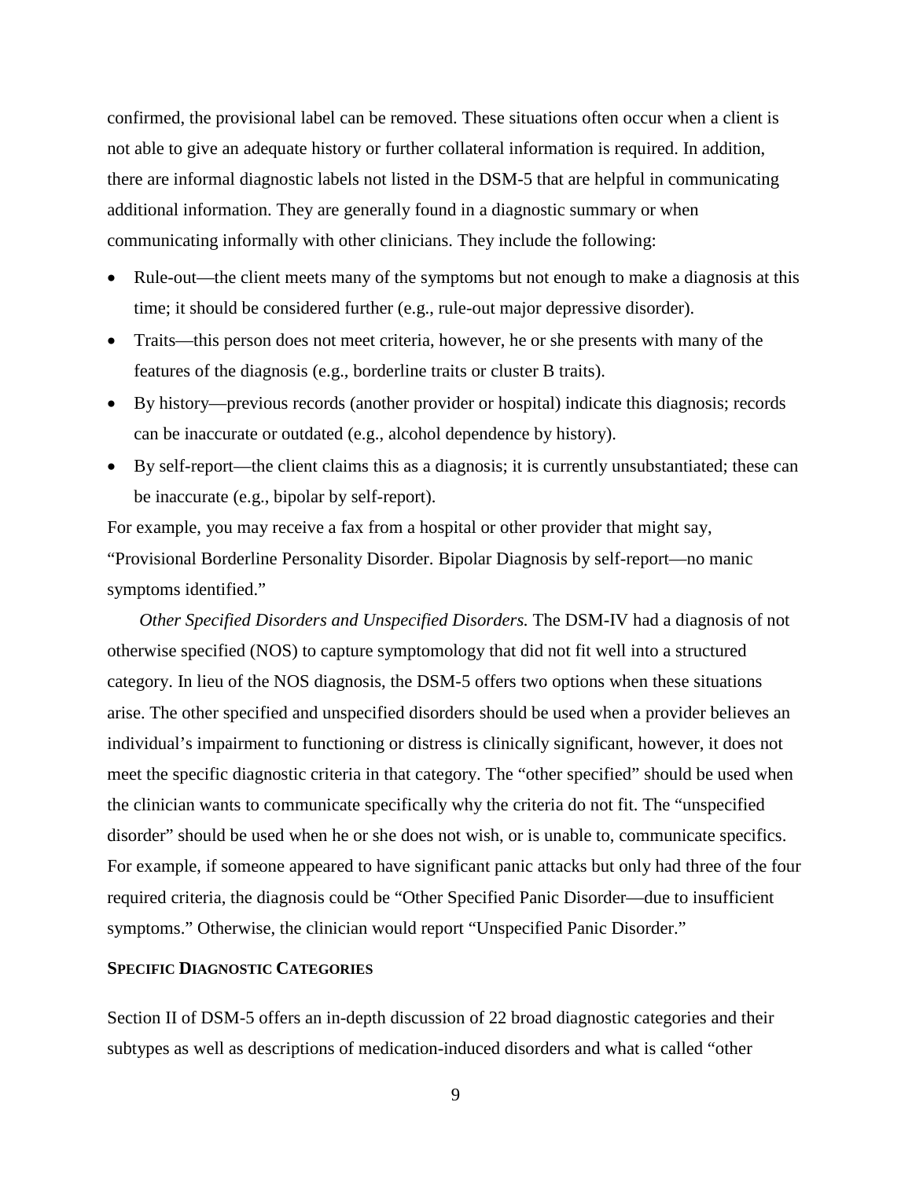confirmed, the provisional label can be removed. These situations often occur when a client is not able to give an adequate history or further collateral information is required. In addition, there are informal diagnostic labels not listed in the DSM-5 that are helpful in communicating additional information. They are generally found in a diagnostic summary or when communicating informally with other clinicians. They include the following:

- Rule-out—the client meets many of the symptoms but not enough to make a diagnosis at this time; it should be considered further (e.g., rule-out major depressive disorder).
- Traits—this person does not meet criteria, however, he or she presents with many of the features of the diagnosis (e.g., borderline traits or cluster B traits).
- By history—previous records (another provider or hospital) indicate this diagnosis; records can be inaccurate or outdated (e.g., alcohol dependence by history).
- By self-report—the client claims this as a diagnosis; it is currently unsubstantiated; these can be inaccurate (e.g., bipolar by self-report).

For example, you may receive a fax from a hospital or other provider that might say, "Provisional Borderline Personality Disorder. Bipolar Diagnosis by self-report—no manic symptoms identified."

*Other Specified Disorders and Unspecified Disorders.* The DSM-IV had a diagnosis of not otherwise specified (NOS) to capture symptomology that did not fit well into a structured category. In lieu of the NOS diagnosis, the DSM-5 offers two options when these situations arise. The other specified and unspecified disorders should be used when a provider believes an individual's impairment to functioning or distress is clinically significant, however, it does not meet the specific diagnostic criteria in that category. The "other specified" should be used when the clinician wants to communicate specifically why the criteria do not fit. The "unspecified disorder" should be used when he or she does not wish, or is unable to, communicate specifics. For example, if someone appeared to have significant panic attacks but only had three of the four required criteria, the diagnosis could be "Other Specified Panic Disorder—due to insufficient symptoms." Otherwise, the clinician would report "Unspecified Panic Disorder."

## SPECIFIC DIAGNOSTIC CATEGORIES

Section II of DSM-5 offers an in-depth discussion of 22 broad diagnostic categories and their subtypes as well as descriptions of medication-induced disorders and what is called "other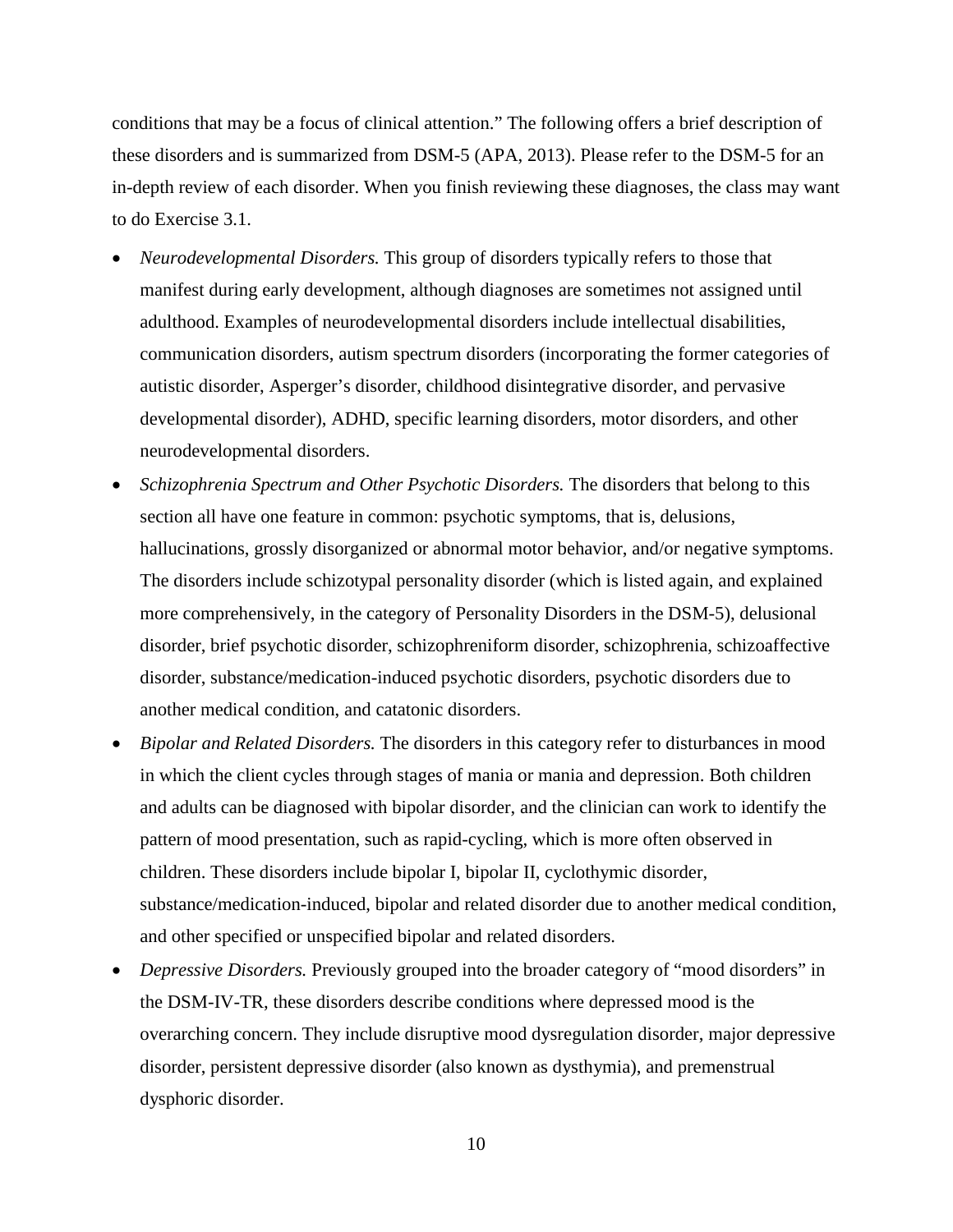conditions that may be a focus of clinical attention.” The following offers a brief description of these disorders and is summarized from DSM-5 (APA, 2013). Please refer to the DSM-5 for an in-depth review of each disorder. When you finish reviewing these diagnoses, the class may want to do Exercise 3.1.

- *Neurodevelopmental Disorders.* This group of disorders typically refers to those that manifest during early development, although diagnoses are sometimes not assigned until adulthood. Examples of neurodevelopmental disorders include intellectual disabilities, communication disorders, autism spectrum disorders (incorporating the former categories of autistic disorder, Asperger’s disorder, childhood disintegrative disorder, and pervasive developmental disorder), ADHD, specific learning disorders, motor disorders, and other neurodevelopmental disorders.
- *Schizophrenia Spectrum and Other Psychotic Disorders.* The disorders that belong to this section all have one feature in common: psychotic symptoms, that is, delusions, hallucinations, grossly disorganized or abnormal motor behavior, and/or negative symptoms. The disorders include schizotypal personality disorder (which is listed again, and explained more comprehensively, in the category of Personality Disorders in the DSM-5), delusional disorder, brief psychotic disorder, schizophreniform disorder, schizophrenia, schizoaffective disorder, substance/medication-induced psychotic disorders, psychotic disorders due to another medical condition, and catatonic disorders.
- *Bipolar and Related Disorders.* The disorders in this category refer to disturbances in mood in which the client cycles through stages of mania or mania and depression. Both children and adults can be diagnosed with bipolar disorder, and the clinician can work to identify the pattern of mood presentation, such as rapid-cycling, which is more often observed in children. These disorders include bipolar I, bipolar II, cyclothymic disorder, substance/medication-induced, bipolar and related disorder due to another medical condition, and other specified or unspecified bipolar and related disorders.
- *Depressive Disorders.* Previously grouped into the broader category of “mood disorders” in the DSM-IV-TR, these disorders describe conditions where depressed mood is the overarching concern. They include disruptive mood dysregulation disorder, major depressive disorder, persistent depressive disorder (also known as dysthymia), and premenstrual dysphoric disorder.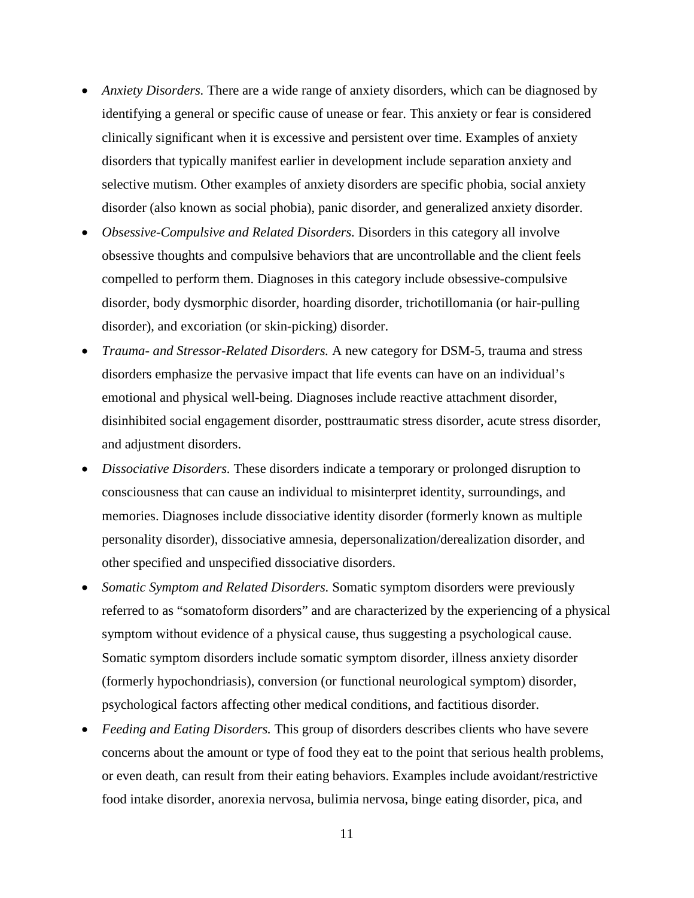- *Anxiety Disorders.* There are a wide range of anxiety disorders, which can be diagnosed by identifying a general or specific cause of unease or fear. This anxiety or fear is considered clinically significant when it is excessive and persistent over time. Examples of anxiety disorders that typically manifest earlier in development include separation anxiety and selective mutism. Other examples of anxiety disorders are specific phobia, social anxiety disorder (also known as social phobia), panic disorder, and generalized anxiety disorder.
- *Obsessive-Compulsive and Related Disorders.* Disorders in this category all involve obsessive thoughts and compulsive behaviors that are uncontrollable and the client feels compelled to perform them. Diagnoses in this category include obsessive-compulsive disorder, body dysmorphic disorder, hoarding disorder, trichotillomania (or hair-pulling disorder), and excoriation (or skin-picking) disorder.
- *Trauma- and Stressor-Related Disorders.* A new category for DSM-5, trauma and stress disorders emphasize the pervasive impact that life events can have on an individual's emotional and physical well-being. Diagnoses include reactive attachment disorder, disinhibited social engagement disorder, posttraumatic stress disorder, acute stress disorder, and adjustment disorders.
- *Dissociative Disorders.* These disorders indicate a temporary or prolonged disruption to consciousness that can cause an individual to misinterpret identity, surroundings, and memories. Diagnoses include dissociative identity disorder (formerly known as multiple personality disorder), dissociative amnesia, depersonalization/derealization disorder, and other specified and unspecified dissociative disorders.
- *Somatic Symptom and Related Disorders.* Somatic symptom disorders were previously referred to as "somatoform disorders" and are characterized by the experiencing of a physical symptom without evidence of a physical cause, thus suggesting a psychological cause. Somatic symptom disorders include somatic symptom disorder, illness anxiety disorder (formerly hypochondriasis), conversion (or functional neurological symptom) disorder, psychological factors affecting other medical conditions, and factitious disorder.
- *Feeding and Eating Disorders.* This group of disorders describes clients who have severe concerns about the amount or type of food they eat to the point that serious health problems, or even death, can result from their eating behaviors. Examples include avoidant/restrictive food intake disorder, anorexia nervosa, bulimia nervosa, binge eating disorder, pica, and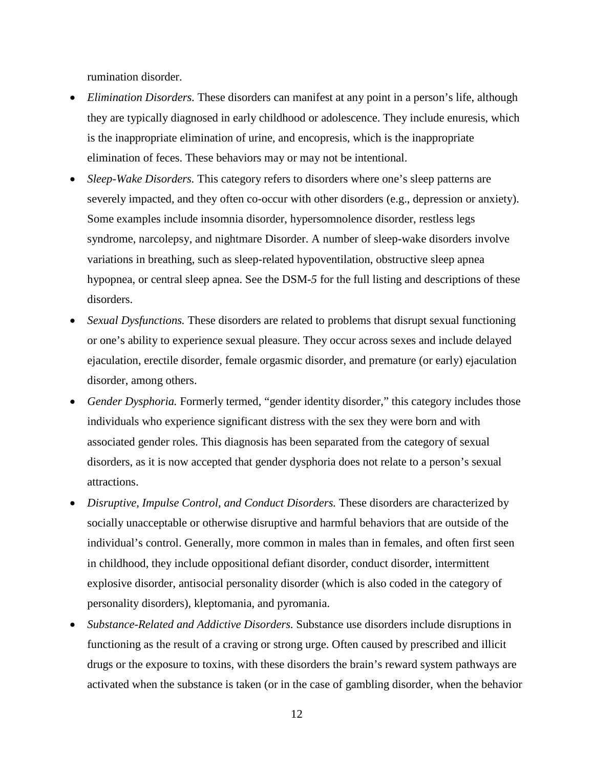rumination disorder.

- *Elimination Disorders.* These disorders can manifest at any point in a person's life, although they are typically diagnosed in early childhood or adolescence. They include enuresis, which is the inappropriate elimination of urine, and encopresis, which is the inappropriate elimination of feces. These behaviors may or may not be intentional.
- *Sleep-Wake Disorders.* This category refers to disorders where one's sleep patterns are severely impacted, and they often co-occur with other disorders (e.g., depression or anxiety). Some examples include insomnia disorder, hypersomnolence disorder, restless legs syndrome, narcolepsy, and nightmare Disorder. A number of sleep-wake disorders involve variations in breathing, such as sleep-related hypoventilation, obstructive sleep apnea hypopnea, or central sleep apnea. See the DSM-*5* for the full listing and descriptions of these disorders.
- *Sexual Dysfunctions.* These disorders are related to problems that disrupt sexual functioning or one's ability to experience sexual pleasure. They occur across sexes and include delayed ejaculation, erectile disorder, female orgasmic disorder, and premature (or early) ejaculation disorder, among others.
- *Gender Dysphoria.* Formerly termed, "gender identity disorder," this category includes those individuals who experience significant distress with the sex they were born and with associated gender roles. This diagnosis has been separated from the category of sexual disorders, as it is now accepted that gender dysphoria does not relate to a person's sexual attractions.
- *Disruptive, Impulse Control, and Conduct Disorders.* These disorders are characterized by socially unacceptable or otherwise disruptive and harmful behaviors that are outside of the individual's control. Generally, more common in males than in females, and often first seen in childhood, they include oppositional defiant disorder, conduct disorder, intermittent explosive disorder, antisocial personality disorder (which is also coded in the category of personality disorders), kleptomania, and pyromania.
- *Substance-Related and Addictive Disorders.* Substance use disorders include disruptions in functioning as the result of a craving or strong urge. Often caused by prescribed and illicit drugs or the exposure to toxins, with these disorders the brain's reward system pathways are activated when the substance is taken (or in the case of gambling disorder, when the behavior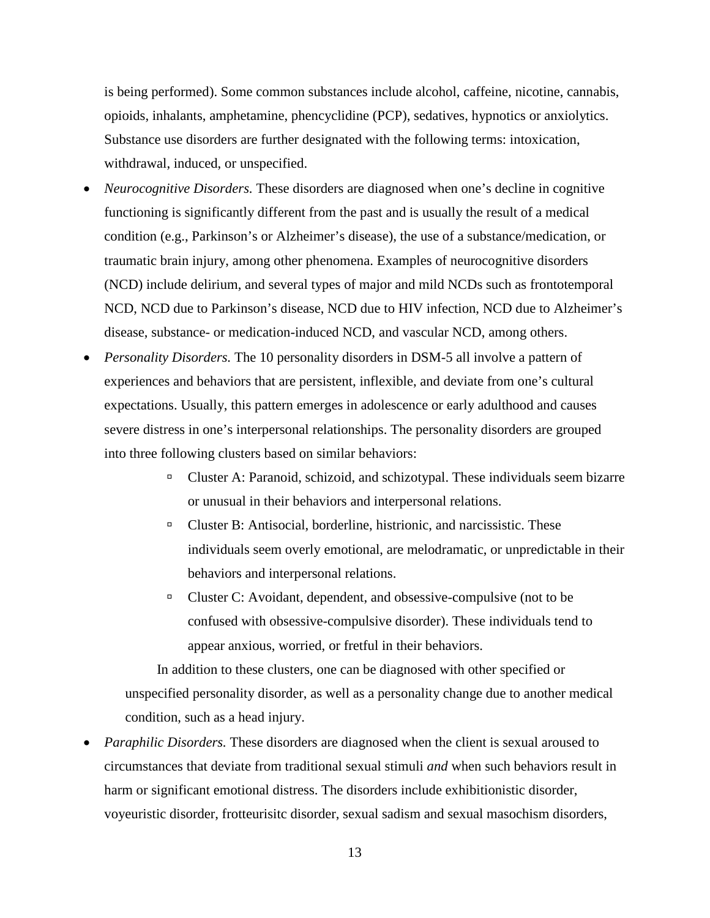is being performed). Some common substances include alcohol, caffeine, nicotine, cannabis, opioids, inhalants, amphetamine, phencyclidine (PCP), sedatives, hypnotics or anxiolytics. Substance use disorders are further designated with the following terms: intoxication, withdrawal, induced, or unspecified.

- *Neurocognitive Disorders.* These disorders are diagnosed when one's decline in cognitive functioning is significantly different from the past and is usually the result of a medical condition (e.g., Parkinson's or Alzheimer's disease), the use of a substance/medication, or traumatic brain injury, among other phenomena. Examples of neurocognitive disorders (NCD) include delirium, and several types of major and mild NCDs such as frontotemporal NCD, NCD due to Parkinson's disease, NCD due to HIV infection, NCD due to Alzheimer's disease, substance- or medication-induced NCD, and vascular NCD, among others.
- *Personality Disorders.* The 10 personality disorders in DSM-5 all involve a pattern of experiences and behaviors that are persistent, inflexible, and deviate from one's cultural expectations. Usually, this pattern emerges in adolescence or early adulthood and causes severe distress in one's interpersonal relationships. The personality disorders are grouped into three following clusters based on similar behaviors:
    - Cluster A: Paranoid, schizoid, and schizotypal. These individuals seem bizarre or unusual in their behaviors and interpersonal relations.
    - Cluster B: Antisocial, borderline, histrionic, and narcissistic. These individuals seem overly emotional, are melodramatic, or unpredictable in their behaviors and interpersonal relations.
    - Cluster C: Avoidant, dependent, and obsessive-compulsive (not to be confused with obsessive-compulsive disorder). These individuals tend to appear anxious, worried, or fretful in their behaviors.

  In addition to these clusters, one can be diagnosed with other specified or unspecified personality disorder, as well as a personality change due to another medical condition, such as a head injury.
- *Paraphilic Disorders.* These disorders are diagnosed when the client is sexual aroused to circumstances that deviate from traditional sexual stimuli *and* when such behaviors result in harm or significant emotional distress. The disorders include exhibitionistic disorder, voyeuristic disorder, frotteurisitc disorder, sexual sadism and sexual masochism disorders,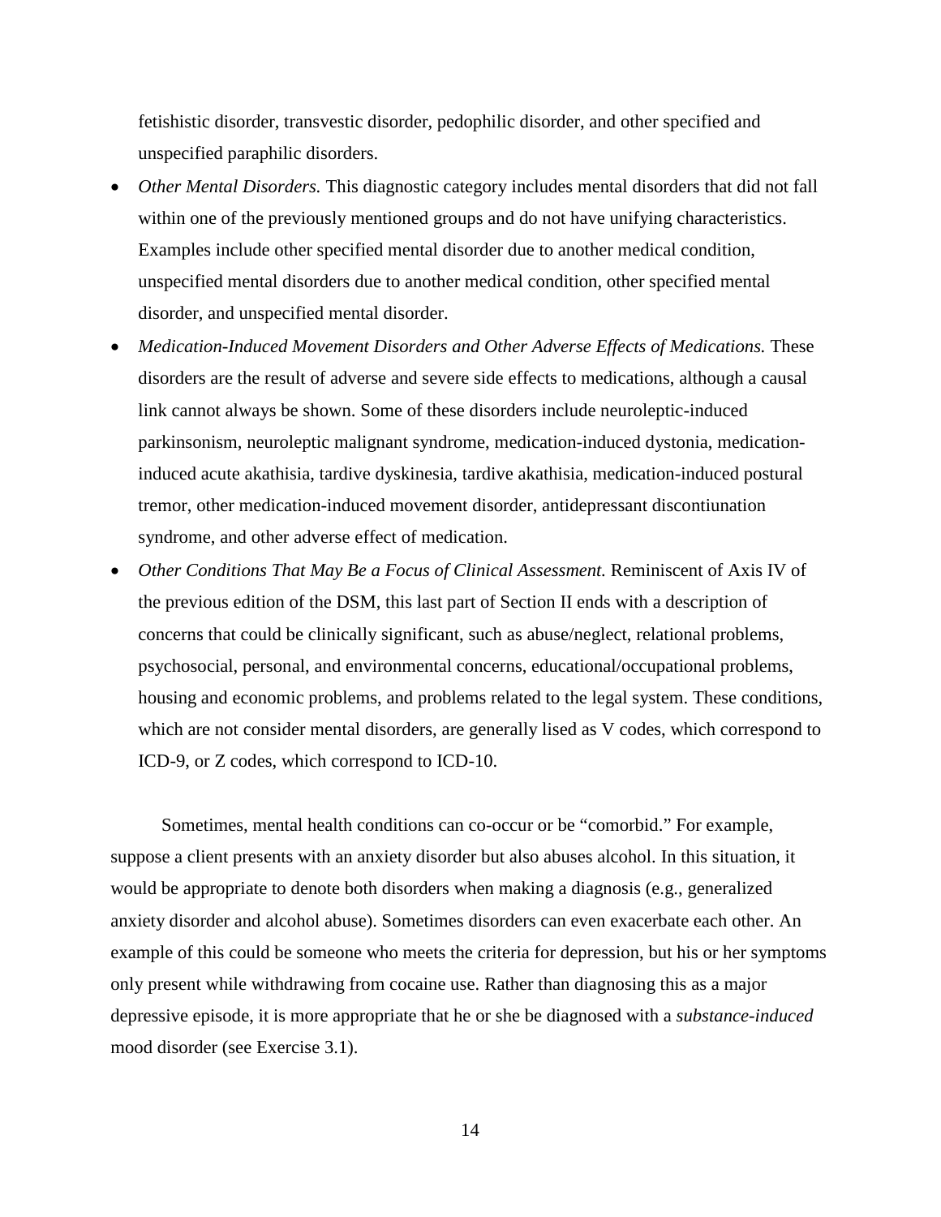fetishistic disorder, transvestic disorder, pedophilic disorder, and other specified and unspecified paraphilic disorders.

- *Other Mental Disorders.* This diagnostic category includes mental disorders that did not fall within one of the previously mentioned groups and do not have unifying characteristics. Examples include other specified mental disorder due to another medical condition, unspecified mental disorders due to another medical condition, other specified mental disorder, and unspecified mental disorder.
- *Medication-Induced Movement Disorders and Other Adverse Effects of Medications.* These disorders are the result of adverse and severe side effects to medications, although a causal link cannot always be shown. Some of these disorders include neuroleptic-induced parkinsonism, neuroleptic malignant syndrome, medication-induced dystonia, medication-induced acute akathisia, tardive dyskinesia, tardive akathisia, medication-induced postural tremor, other medication-induced movement disorder, antidepressant discontiunation syndrome, and other adverse effect of medication.
- *Other Conditions That May Be a Focus of Clinical Assessment.* Reminiscent of Axis IV of the previous edition of the DSM, this last part of Section II ends with a description of concerns that could be clinically significant, such as abuse/neglect, relational problems, psychosocial, personal, and environmental concerns, educational/occupational problems, housing and economic problems, and problems related to the legal system. These conditions, which are not consider mental disorders, are generally lised as V codes, which correspond to ICD-9, or Z codes, which correspond to ICD-10.

Sometimes, mental health conditions can co-occur or be "comorbid." For example, suppose a client presents with an anxiety disorder but also abuses alcohol. In this situation, it would be appropriate to denote both disorders when making a diagnosis (e.g., generalized anxiety disorder and alcohol abuse). Sometimes disorders can even exacerbate each other. An example of this could be someone who meets the criteria for depression, but his or her symptoms only present while withdrawing from cocaine use. Rather than diagnosing this as a major depressive episode, it is more appropriate that he or she be diagnosed with a *substance-induced* mood disorder (see Exercise 3.1).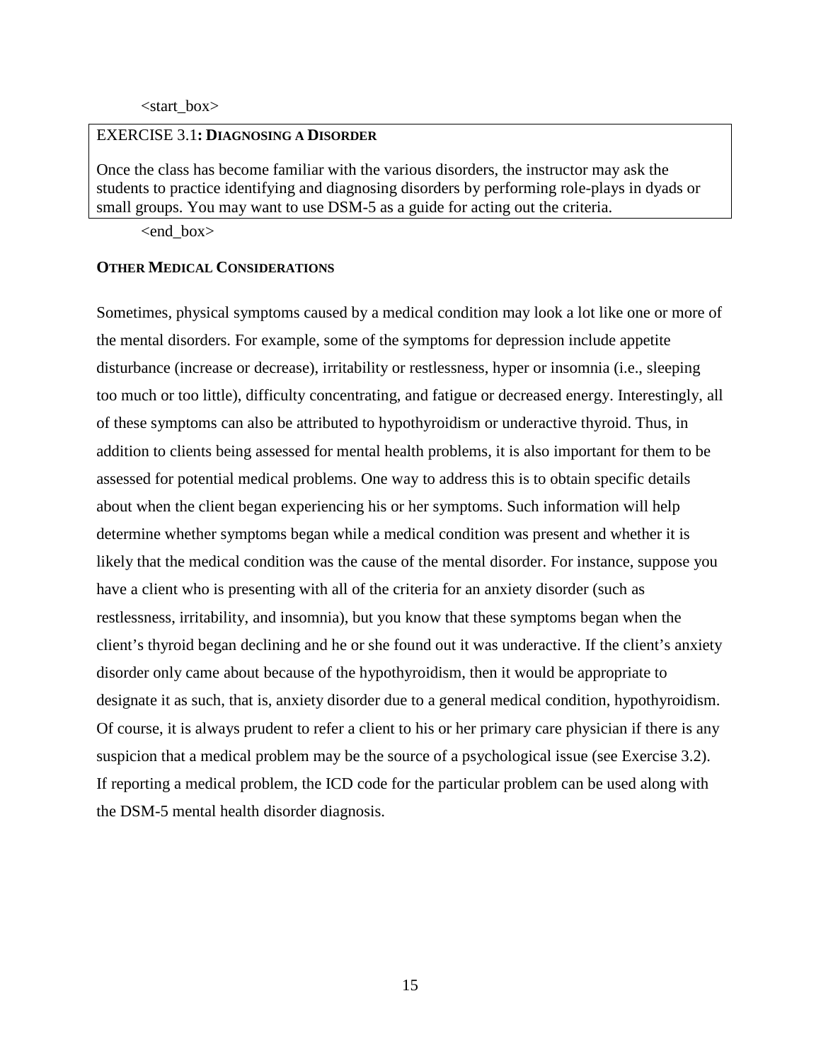<start_box>

**EXERCISE 3.1: DIAGNOSING A DISORDER**

Once the class has become familiar with the various disorders, the instructor may ask the students to practice identifying and diagnosing disorders by performing role-plays in dyads or small groups. You may want to use DSM-5 as a guide for acting out the criteria.

<end_box>

## OTHER MEDICAL CONSIDERATIONS

Sometimes, physical symptoms caused by a medical condition may look a lot like one or more of the mental disorders. For example, some of the symptoms for depression include appetite disturbance (increase or decrease), irritability or restlessness, hyper or insomnia (i.e., sleeping too much or too little), difficulty concentrating, and fatigue or decreased energy. Interestingly, all of these symptoms can also be attributed to hypothyroidism or underactive thyroid. Thus, in addition to clients being assessed for mental health problems, it is also important for them to be assessed for potential medical problems. One way to address this is to obtain specific details about when the client began experiencing his or her symptoms. Such information will help determine whether symptoms began while a medical condition was present and whether it is likely that the medical condition was the cause of the mental disorder. For instance, suppose you have a client who is presenting with all of the criteria for an anxiety disorder (such as restlessness, irritability, and insomnia), but you know that these symptoms began when the client's thyroid began declining and he or she found out it was underactive. If the client's anxiety disorder only came about because of the hypothyroidism, then it would be appropriate to designate it as such, that is, anxiety disorder due to a general medical condition, hypothyroidism. Of course, it is always prudent to refer a client to his or her primary care physician if there is any suspicion that a medical problem may be the source of a psychological issue (see Exercise 3.2). If reporting a medical problem, the ICD code for the particular problem can be used along with the DSM-5 mental health disorder diagnosis.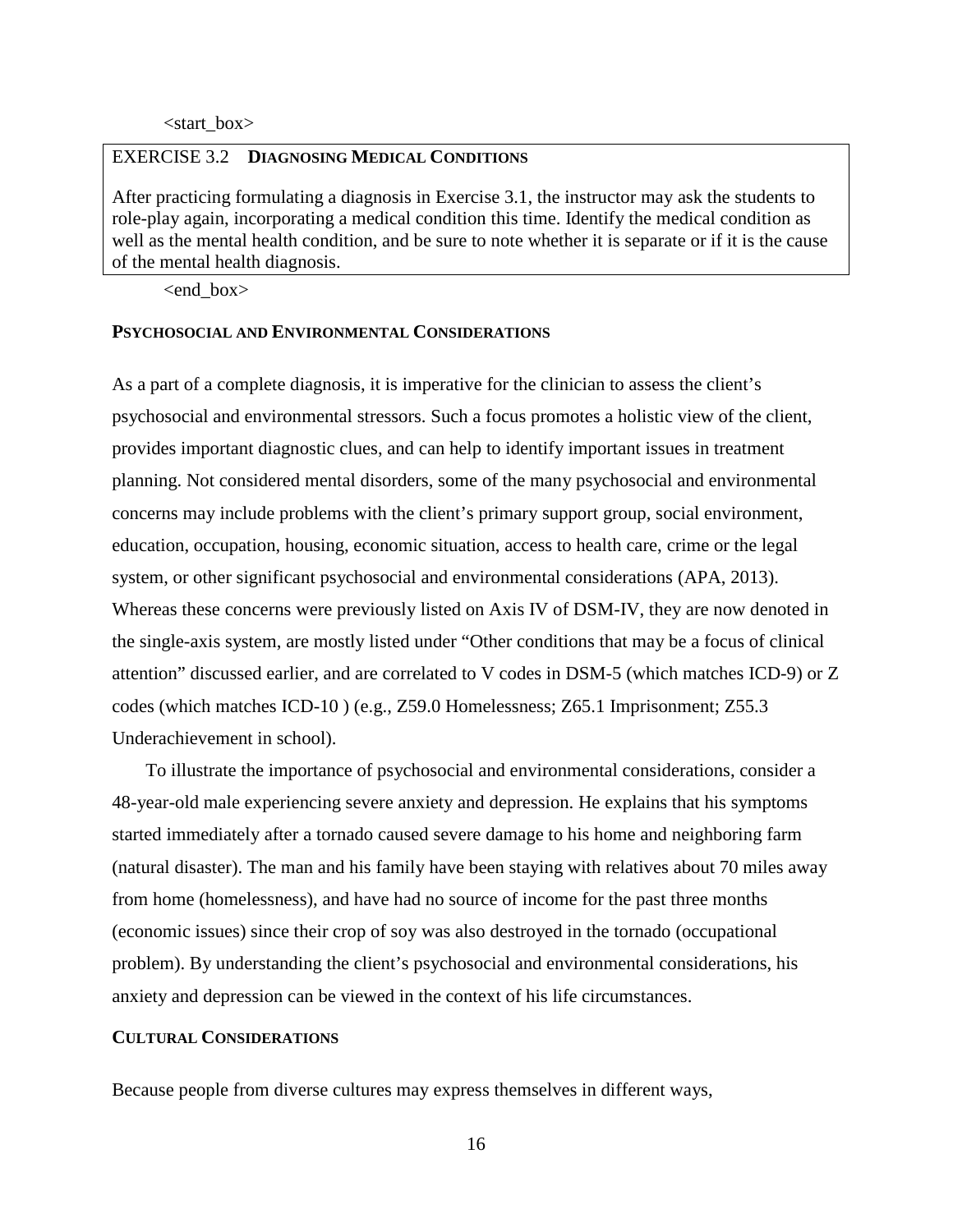<start_box>

EXERCISE 3.2 **DIAGNOSING MEDICAL CONDITIONS**

After practicing formulating a diagnosis in Exercise 3.1, the instructor may ask the students to role-play again, incorporating a medical condition this time. Identify the medical condition as well as the mental health condition, and be sure to note whether it is separate or if it is the cause of the mental health diagnosis.

<end_box>

## PSYCHOSOCIAL AND ENVIRONMENTAL CONSIDERATIONS

As a part of a complete diagnosis, it is imperative for the clinician to assess the client's psychosocial and environmental stressors. Such a focus promotes a holistic view of the client, provides important diagnostic clues, and can help to identify important issues in treatment planning. Not considered mental disorders, some of the many psychosocial and environmental concerns may include problems with the client's primary support group, social environment, education, occupation, housing, economic situation, access to health care, crime or the legal system, or other significant psychosocial and environmental considerations (APA, 2013). Whereas these concerns were previously listed on Axis IV of DSM-IV, they are now denoted in the single-axis system, are mostly listed under "Other conditions that may be a focus of clinical attention" discussed earlier, and are correlated to V codes in DSM-5 (which matches ICD-9) or Z codes (which matches ICD-10 ) (e.g., Z59.0 Homelessness; Z65.1 Imprisonment; Z55.3 Underachievement in school).

To illustrate the importance of psychosocial and environmental considerations, consider a 48-year-old male experiencing severe anxiety and depression. He explains that his symptoms started immediately after a tornado caused severe damage to his home and neighboring farm (natural disaster). The man and his family have been staying with relatives about 70 miles away from home (homelessness), and have had no source of income for the past three months (economic issues) since their crop of soy was also destroyed in the tornado (occupational problem). By understanding the client's psychosocial and environmental considerations, his anxiety and depression can be viewed in the context of his life circumstances.

## CULTURAL CONSIDERATIONS

Because people from diverse cultures may express themselves in different ways,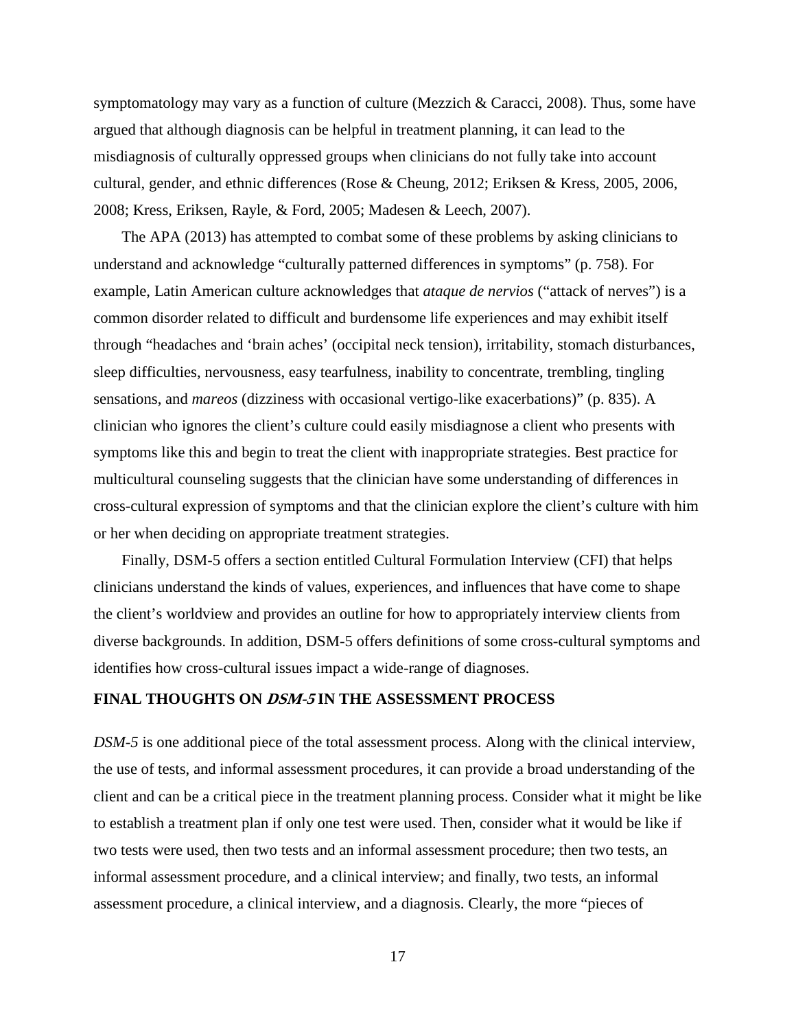symptomatology may vary as a function of culture (Mezzich & Caracci, 2008). Thus, some have argued that although diagnosis can be helpful in treatment planning, it can lead to the misdiagnosis of culturally oppressed groups when clinicians do not fully take into account cultural, gender, and ethnic differences (Rose & Cheung, 2012; Eriksen & Kress, 2005, 2006, 2008; Kress, Eriksen, Rayle, & Ford, 2005; Madesen & Leech, 2007).

The APA (2013) has attempted to combat some of these problems by asking clinicians to understand and acknowledge "culturally patterned differences in symptoms" (p. 758). For example, Latin American culture acknowledges that *ataque de nervios* ("attack of nerves") is a common disorder related to difficult and burdensome life experiences and may exhibit itself through "headaches and 'brain aches' (occipital neck tension), irritability, stomach disturbances, sleep difficulties, nervousness, easy tearfulness, inability to concentrate, trembling, tingling sensations, and *mareos* (dizziness with occasional vertigo-like exacerbations)" (p. 835). A clinician who ignores the client's culture could easily misdiagnose a client who presents with symptoms like this and begin to treat the client with inappropriate strategies. Best practice for multicultural counseling suggests that the clinician have some understanding of differences in cross-cultural expression of symptoms and that the clinician explore the client's culture with him or her when deciding on appropriate treatment strategies.

Finally, DSM-5 offers a section entitled Cultural Formulation Interview (CFI) that helps clinicians understand the kinds of values, experiences, and influences that have come to shape the client's worldview and provides an outline for how to appropriately interview clients from diverse backgrounds. In addition, DSM-5 offers definitions of some cross-cultural symptoms and identifies how cross-cultural issues impact a wide-range of diagnoses.

## FINAL THOUGHTS ON *DSM-5* IN THE ASSESSMENT PROCESS

*DSM-5* is one additional piece of the total assessment process. Along with the clinical interview, the use of tests, and informal assessment procedures, it can provide a broad understanding of the client and can be a critical piece in the treatment planning process. Consider what it might be like to establish a treatment plan if only one test were used. Then, consider what it would be like if two tests were used, then two tests and an informal assessment procedure; then two tests, an informal assessment procedure, and a clinical interview; and finally, two tests, an informal assessment procedure, a clinical interview, and a diagnosis. Clearly, the more "pieces of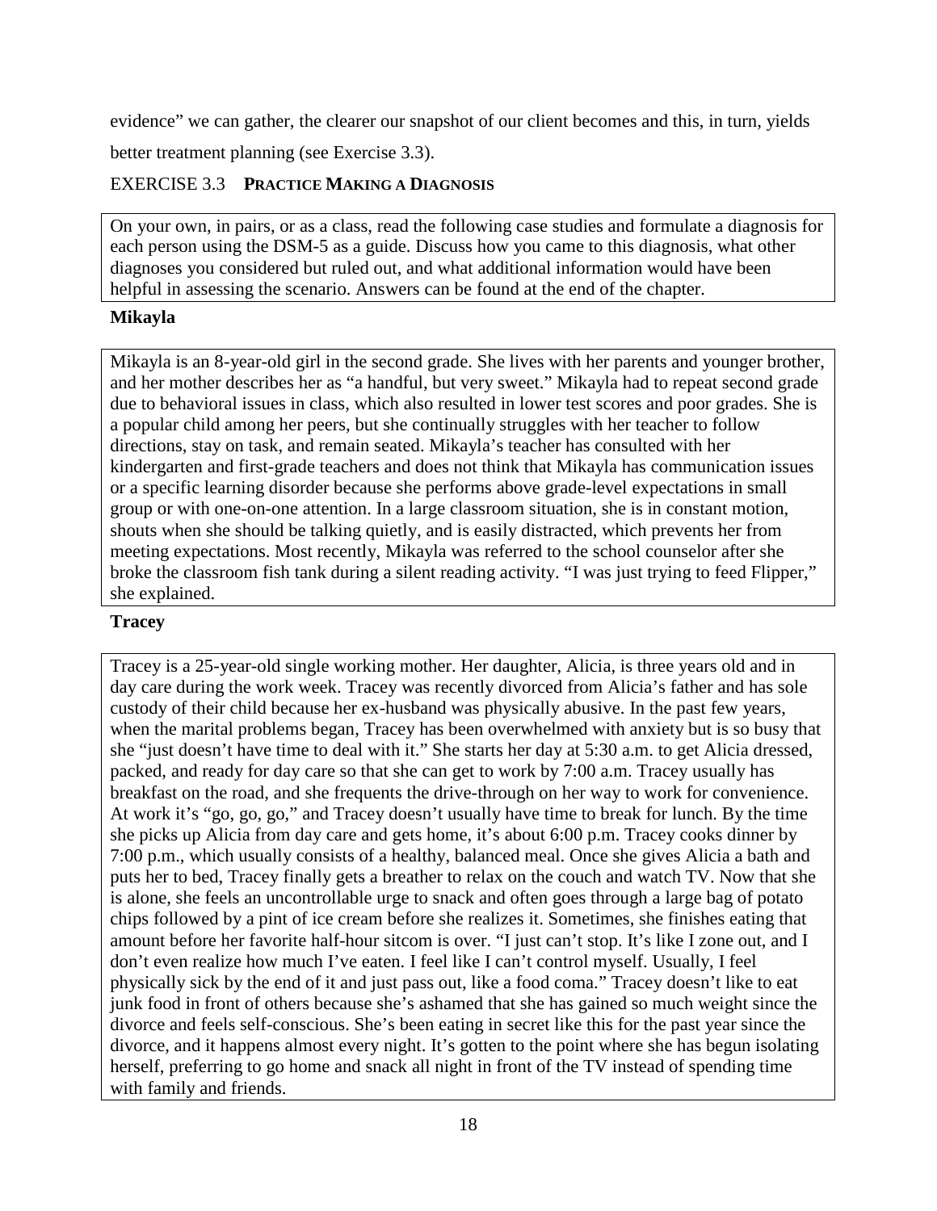evidence" we can gather, the clearer our snapshot of our client becomes and this, in turn, yields better treatment planning (see Exercise 3.3).

### EXERCISE 3.3 **PRACTICE MAKING A DIAGNOSIS**

On your own, in pairs, or as a class, read the following case studies and formulate a diagnosis for each person using the DSM-5 as a guide. Discuss how you came to this diagnosis, what other diagnoses you considered but ruled out, and what additional information would have been helpful in assessing the scenario. Answers can be found at the end of the chapter.

**Mikayla**

Mikayla is an 8-year-old girl in the second grade. She lives with her parents and younger brother, and her mother describes her as "a handful, but very sweet." Mikayla had to repeat second grade due to behavioral issues in class, which also resulted in lower test scores and poor grades. She is a popular child among her peers, but she continually struggles with her teacher to follow directions, stay on task, and remain seated. Mikayla's teacher has consulted with her kindergarten and first-grade teachers and does not think that Mikayla has communication issues or a specific learning disorder because she performs above grade-level expectations in small group or with one-on-one attention. In a large classroom situation, she is in constant motion, shouts when she should be talking quietly, and is easily distracted, which prevents her from meeting expectations. Most recently, Mikayla was referred to the school counselor after she broke the classroom fish tank during a silent reading activity. "I was just trying to feed Flipper," she explained.

**Tracey**

Tracey is a 25-year-old single working mother. Her daughter, Alicia, is three years old and in day care during the work week. Tracey was recently divorced from Alicia's father and has sole custody of their child because her ex-husband was physically abusive. In the past few years, when the marital problems began, Tracey has been overwhelmed with anxiety but is so busy that she "just doesn't have time to deal with it." She starts her day at 5:30 a.m. to get Alicia dressed, packed, and ready for day care so that she can get to work by 7:00 a.m. Tracey usually has breakfast on the road, and she frequents the drive-through on her way to work for convenience. At work it's "go, go, go," and Tracey doesn't usually have time to break for lunch. By the time she picks up Alicia from day care and gets home, it's about 6:00 p.m. Tracey cooks dinner by 7:00 p.m., which usually consists of a healthy, balanced meal. Once she gives Alicia a bath and puts her to bed, Tracey finally gets a breather to relax on the couch and watch TV. Now that she is alone, she feels an uncontrollable urge to snack and often goes through a large bag of potato chips followed by a pint of ice cream before she realizes it. Sometimes, she finishes eating that amount before her favorite half-hour sitcom is over. "I just can't stop. It's like I zone out, and I don't even realize how much I've eaten. I feel like I can't control myself. Usually, I feel physically sick by the end of it and just pass out, like a food coma." Tracey doesn't like to eat junk food in front of others because she's ashamed that she has gained so much weight since the divorce and feels self-conscious. She's been eating in secret like this for the past year since the divorce, and it happens almost every night. It's gotten to the point where she has begun isolating herself, preferring to go home and snack all night in front of the TV instead of spending time with family and friends.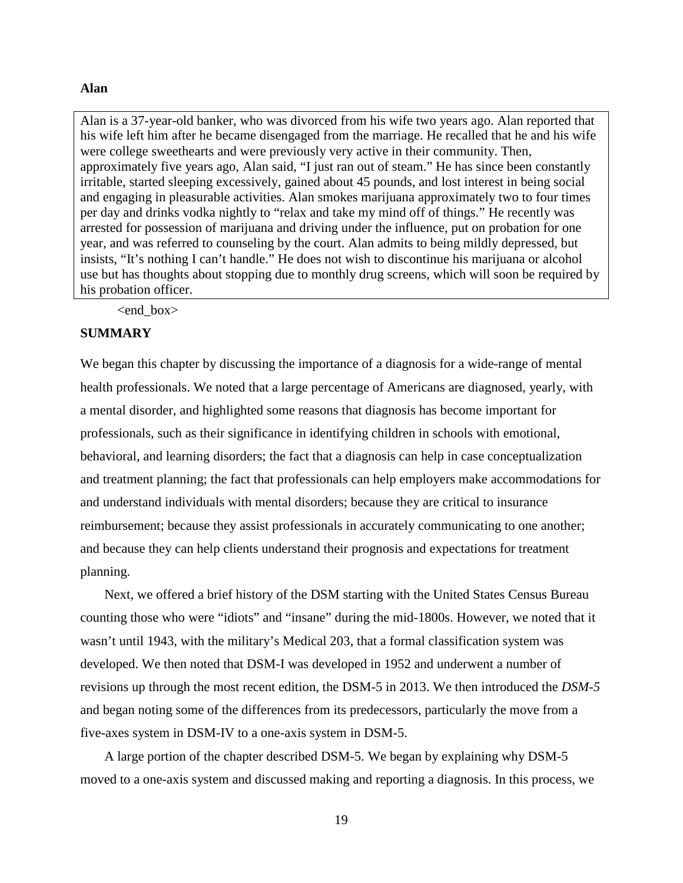**Alan**

Alan is a 37-year-old banker, who was divorced from his wife two years ago. Alan reported that his wife left him after he became disengaged from the marriage. He recalled that he and his wife were college sweethearts and were previously very active in their community. Then, approximately five years ago, Alan said, "I just ran out of steam." He has since been constantly irritable, started sleeping excessively, gained about 45 pounds, and lost interest in being social and engaging in pleasurable activities. Alan smokes marijuana approximately two to four times per day and drinks vodka nightly to "relax and take my mind off of things." He recently was arrested for possession of marijuana and driving under the influence, put on probation for one year, and was referred to counseling by the court. Alan admits to being mildly depressed, but insists, "It's nothing I can't handle." He does not wish to discontinue his marijuana or alcohol use but has thoughts about stopping due to monthly drug screens, which will soon be required by his probation officer.

<end_box>

**SUMMARY**

We began this chapter by discussing the importance of a diagnosis for a wide-range of mental health professionals. We noted that a large percentage of Americans are diagnosed, yearly, with a mental disorder, and highlighted some reasons that diagnosis has become important for professionals, such as their significance in identifying children in schools with emotional, behavioral, and learning disorders; the fact that a diagnosis can help in case conceptualization and treatment planning; the fact that professionals can help employers make accommodations for and understand individuals with mental disorders; because they are critical to insurance reimbursement; because they assist professionals in accurately communicating to one another; and because they can help clients understand their prognosis and expectations for treatment planning.

Next, we offered a brief history of the DSM starting with the United States Census Bureau counting those who were "idiots" and "insane" during the mid-1800s. However, we noted that it wasn't until 1943, with the military's Medical 203, that a formal classification system was developed. We then noted that DSM-I was developed in 1952 and underwent a number of revisions up through the most recent edition, the DSM-5 in 2013. We then introduced the *DSM-5* and began noting some of the differences from its predecessors, particularly the move from a five-axes system in DSM-IV to a one-axis system in DSM-5.

A large portion of the chapter described DSM-5. We began by explaining why DSM-5 moved to a one-axis system and discussed making and reporting a diagnosis. In this process, we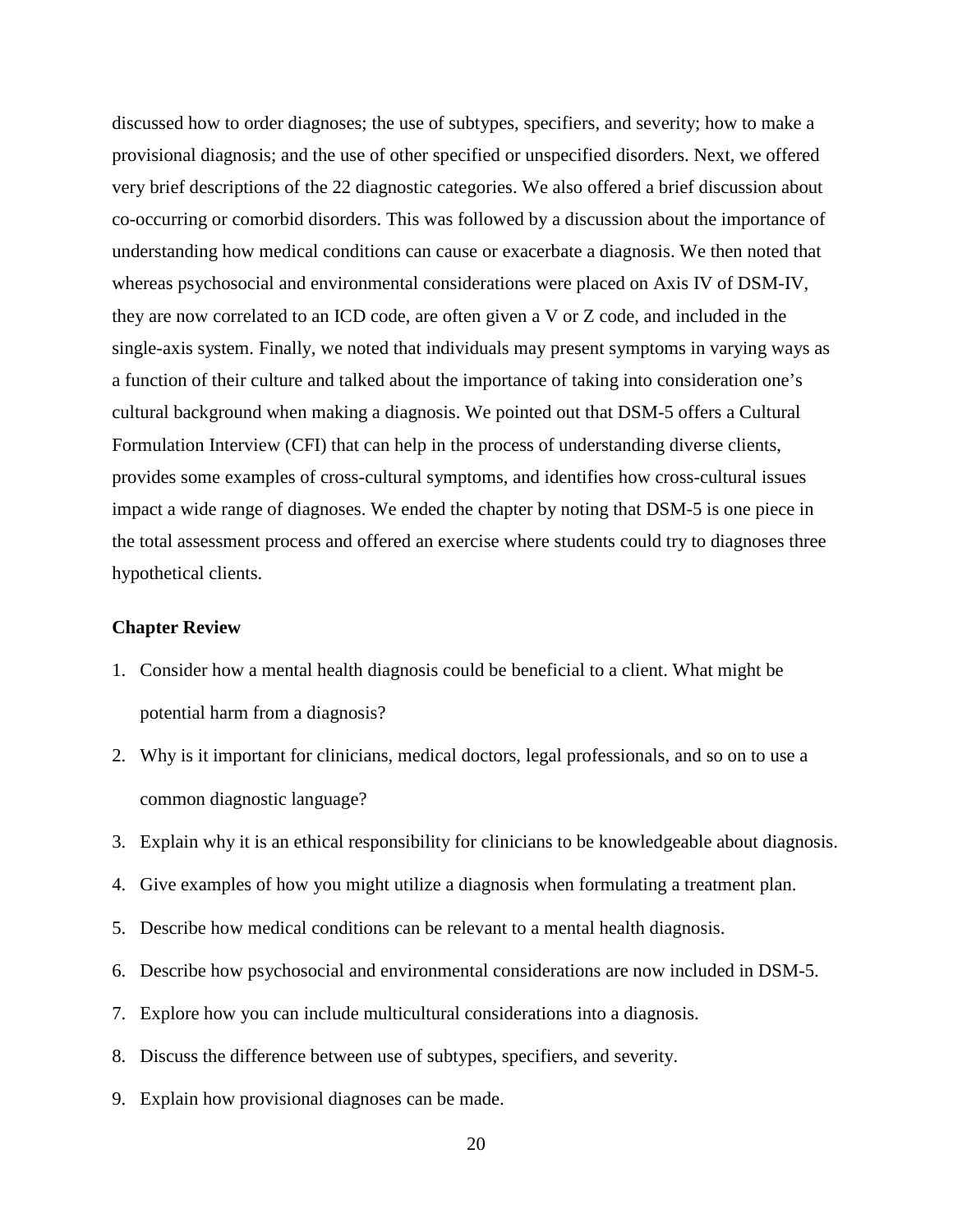discussed how to order diagnoses; the use of subtypes, specifiers, and severity; how to make a provisional diagnosis; and the use of other specified or unspecified disorders. Next, we offered very brief descriptions of the 22 diagnostic categories. We also offered a brief discussion about co-occurring or comorbid disorders. This was followed by a discussion about the importance of understanding how medical conditions can cause or exacerbate a diagnosis. We then noted that whereas psychosocial and environmental considerations were placed on Axis IV of DSM-IV, they are now correlated to an ICD code, are often given a V or Z code, and included in the single-axis system. Finally, we noted that individuals may present symptoms in varying ways as a function of their culture and talked about the importance of taking into consideration one's cultural background when making a diagnosis. We pointed out that DSM-5 offers a Cultural Formulation Interview (CFI) that can help in the process of understanding diverse clients, provides some examples of cross-cultural symptoms, and identifies how cross-cultural issues impact a wide range of diagnoses. We ended the chapter by noting that DSM-5 is one piece in the total assessment process and offered an exercise where students could try to diagnoses three hypothetical clients.

**Chapter Review**

1. Consider how a mental health diagnosis could be beneficial to a client. What might be potential harm from a diagnosis?
2. Why is it important for clinicians, medical doctors, legal professionals, and so on to use a common diagnostic language?
3. Explain why it is an ethical responsibility for clinicians to be knowledgeable about diagnosis.
4. Give examples of how you might utilize a diagnosis when formulating a treatment plan.
5. Describe how medical conditions can be relevant to a mental health diagnosis.
6. Describe how psychosocial and environmental considerations are now included in DSM-5.
7. Explore how you can include multicultural considerations into a diagnosis.
8. Discuss the difference between use of subtypes, specifiers, and severity.
9. Explain how provisional diagnoses can be made.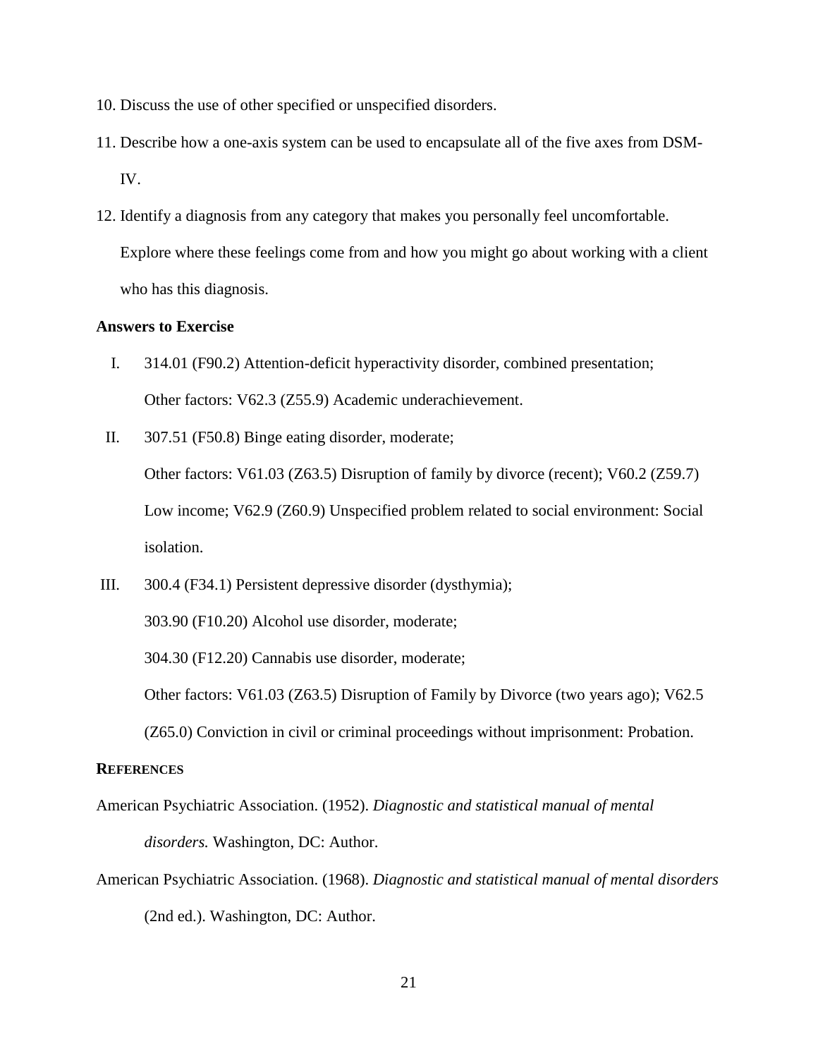10. Discuss the use of other specified or unspecified disorders.
11. Describe how a one-axis system can be used to encapsulate all of the five axes from DSM-IV.
12. Identify a diagnosis from any category that makes you personally feel uncomfortable. Explore where these feelings come from and how you might go about working with a client who has this diagnosis.

**Answers to Exercise**

I. 314.01 (F90.2) Attention-deficit hyperactivity disorder, combined presentation;
   Other factors: V62.3 (Z55.9) Academic underachievement.

II. 307.51 (F50.8) Binge eating disorder, moderate;
   Other factors: V61.03 (Z63.5) Disruption of family by divorce (recent); V60.2 (Z59.7) Low income; V62.9 (Z60.9) Unspecified problem related to social environment: Social isolation.

III. 300.4 (F34.1) Persistent depressive disorder (dysthymia);
   303.90 (F10.20) Alcohol use disorder, moderate;
   304.30 (F12.20) Cannabis use disorder, moderate;
   Other factors: V61.03 (Z63.5) Disruption of Family by Divorce (two years ago); V62.5 (Z65.0) Conviction in civil or criminal proceedings without imprisonment: Probation.

**REFERENCES**

American Psychiatric Association. (1952). *Diagnostic and statistical manual of mental disorders.* Washington, DC: Author.

American Psychiatric Association. (1968). *Diagnostic and statistical manual of mental disorders* (2nd ed.). Washington, DC: Author.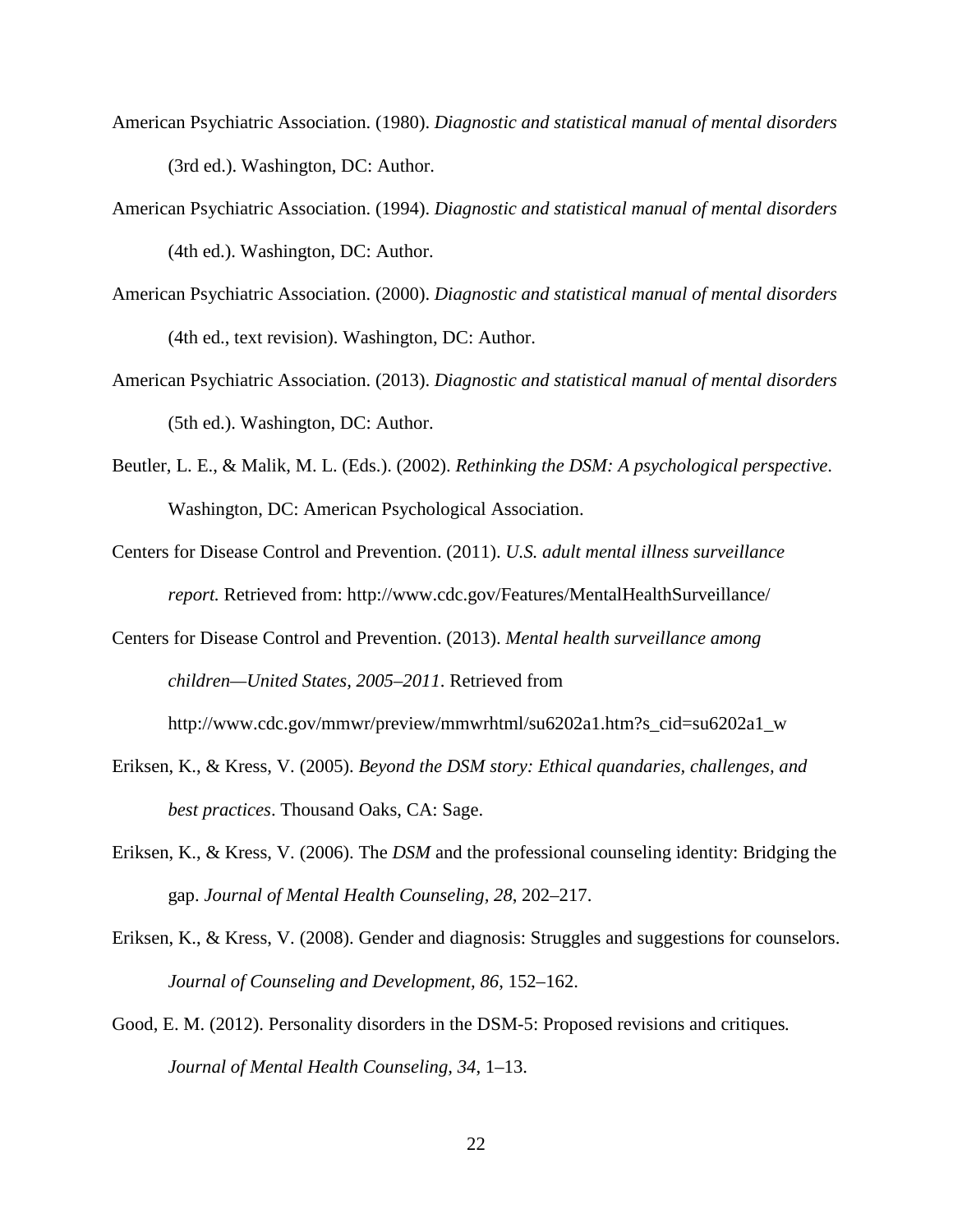American Psychiatric Association. (1980). *Diagnostic and statistical manual of mental disorders* (3rd ed.). Washington, DC: Author.

American Psychiatric Association. (1994). *Diagnostic and statistical manual of mental disorders* (4th ed.). Washington, DC: Author.

American Psychiatric Association. (2000). *Diagnostic and statistical manual of mental disorders* (4th ed., text revision). Washington, DC: Author.

American Psychiatric Association. (2013). *Diagnostic and statistical manual of mental disorders* (5th ed.). Washington, DC: Author.

Beutler, L. E., & Malik, M. L. (Eds.). (2002). *Rethinking the DSM: A psychological perspective*. Washington, DC: American Psychological Association.

Centers for Disease Control and Prevention. (2011). *U.S. adult mental illness surveillance report.* Retrieved from: http://www.cdc.gov/Features/MentalHealthSurveillance/

Centers for Disease Control and Prevention. (2013). *Mental health surveillance among children—United States, 2005–2011*. Retrieved from http://www.cdc.gov/mmwr/preview/mmwrhtml/su6202a1.htm?s_cid=su6202a1_w

Eriksen, K., & Kress, V. (2005). *Beyond the DSM story: Ethical quandaries, challenges, and best practices*. Thousand Oaks, CA: Sage.

Eriksen, K., & Kress, V. (2006). The *DSM* and the professional counseling identity: Bridging the gap. *Journal of Mental Health Counseling, 28*, 202–217.

Eriksen, K., & Kress, V. (2008). Gender and diagnosis: Struggles and suggestions for counselors. *Journal of Counseling and Development, 86*, 152–162.

Good, E. M. (2012). Personality disorders in the DSM-5: Proposed revisions and critiques. *Journal of Mental Health Counseling, 34*, 1–13.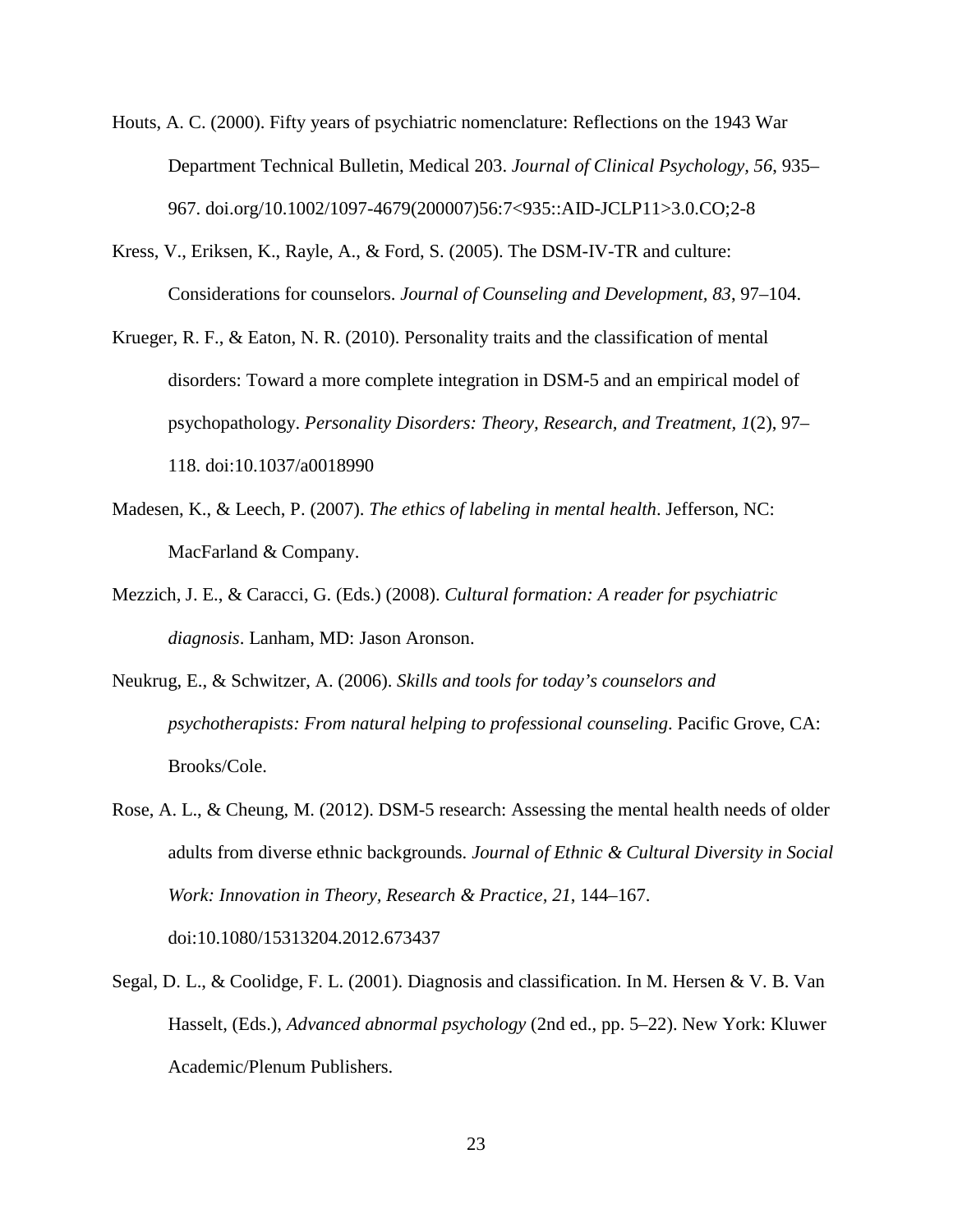Houts, A. C. (2000). Fifty years of psychiatric nomenclature: Reflections on the 1943 War Department Technical Bulletin, Medical 203. *Journal of Clinical Psychology, 56*, 935–967. doi.org/10.1002/1097-4679(200007)56:7<935::AID-JCLP11>3.0.CO;2-8

Kress, V., Eriksen, K., Rayle, A., & Ford, S. (2005). The DSM-IV-TR and culture: Considerations for counselors. *Journal of Counseling and Development, 83*, 97–104.

Krueger, R. F., & Eaton, N. R. (2010). Personality traits and the classification of mental disorders: Toward a more complete integration in DSM-5 and an empirical model of psychopathology. *Personality Disorders: Theory, Research, and Treatment, 1*(2), 97–118. doi:10.1037/a0018990

Madesen, K., & Leech, P. (2007). *The ethics of labeling in mental health*. Jefferson, NC: MacFarland & Company.

Mezzich, J. E., & Caracci, G. (Eds.) (2008). *Cultural formation: A reader for psychiatric diagnosis*. Lanham, MD: Jason Aronson.

Neukrug, E., & Schwitzer, A. (2006). *Skills and tools for today's counselors and psychotherapists: From natural helping to professional counseling*. Pacific Grove, CA: Brooks/Cole.

Rose, A. L., & Cheung, M. (2012). DSM-5 research: Assessing the mental health needs of older adults from diverse ethnic backgrounds. *Journal of Ethnic & Cultural Diversity in Social Work: Innovation in Theory, Research & Practice, 21*, 144–167. doi:10.1080/15313204.2012.673437

Segal, D. L., & Coolidge, F. L. (2001). Diagnosis and classification. In M. Hersen & V. B. Van Hasselt, (Eds.), *Advanced abnormal psychology* (2nd ed., pp. 5–22). New York: Kluwer Academic/Plenum Publishers.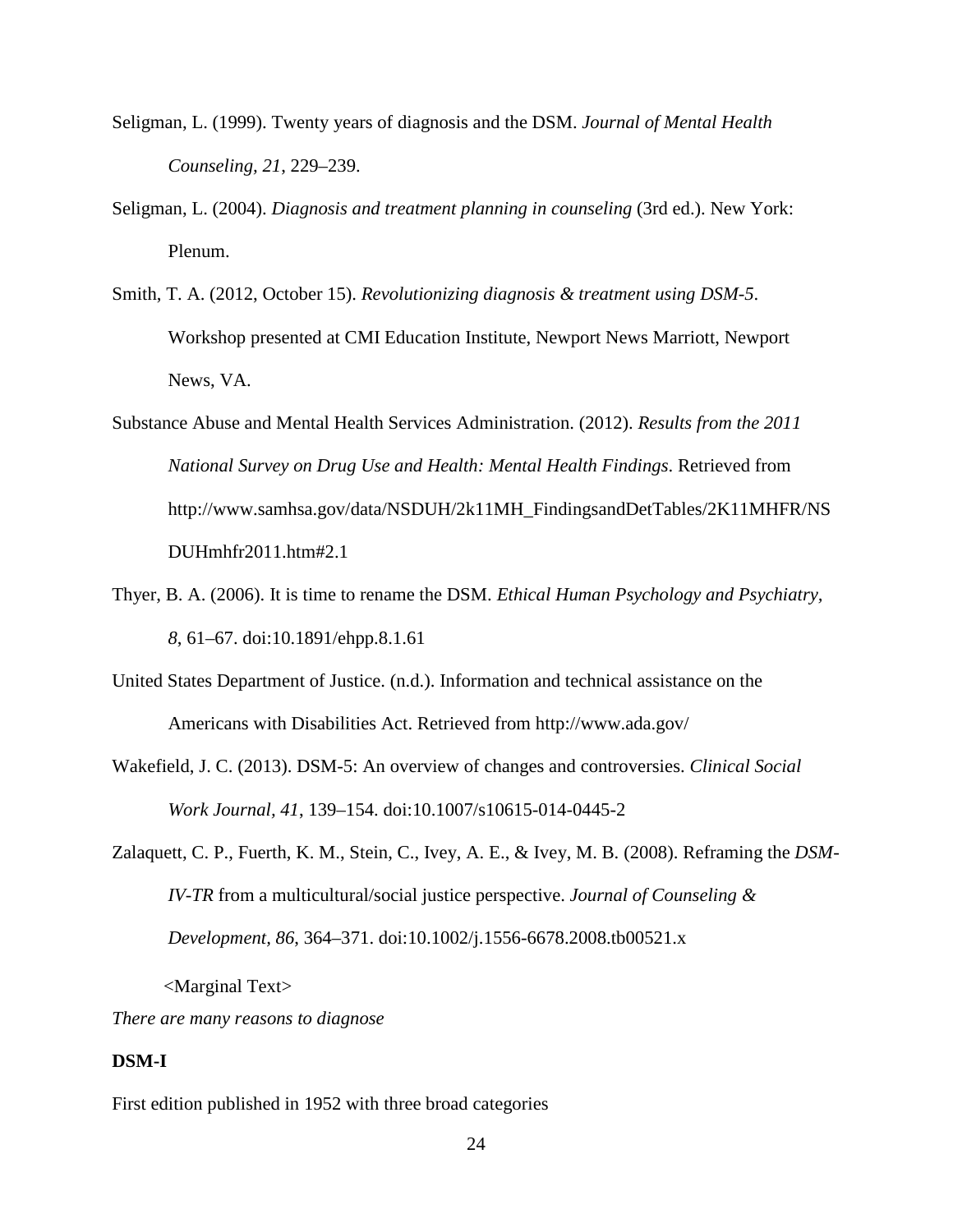Seligman, L. (1999). Twenty years of diagnosis and the DSM. *Journal of Mental Health Counseling, 21*, 229–239.

Seligman, L. (2004). *Diagnosis and treatment planning in counseling* (3rd ed.). New York: Plenum.

Smith, T. A. (2012, October 15). *Revolutionizing diagnosis & treatment using DSM-5*. Workshop presented at CMI Education Institute, Newport News Marriott, Newport News, VA.

Substance Abuse and Mental Health Services Administration. (2012). *Results from the 2011 National Survey on Drug Use and Health: Mental Health Findings*. Retrieved from http://www.samhsa.gov/data/NSDUH/2k11MH_FindingsandDetTables/2K11MHFR/NSDUHmhfr2011.htm#2.1

Thyer, B. A. (2006). It is time to rename the DSM. *Ethical Human Psychology and Psychiatry, 8*, 61–67. doi:10.1891/ehpp.8.1.61

United States Department of Justice. (n.d.). Information and technical assistance on the Americans with Disabilities Act. Retrieved from http://www.ada.gov/

Wakefield, J. C. (2013). DSM-5: An overview of changes and controversies. *Clinical Social Work Journal, 41*, 139–154. doi:10.1007/s10615-014-0445-2

Zalaquett, C. P., Fuerth, K. M., Stein, C., Ivey, A. E., & Ivey, M. B. (2008). Reframing the *DSM-IV-TR* from a multicultural/social justice perspective. *Journal of Counseling & Development, 86*, 364–371. doi:10.1002/j.1556-6678.2008.tb00521.x

<Marginal Text>

*There are many reasons to diagnose*

**DSM-I**

First edition published in 1952 with three broad categories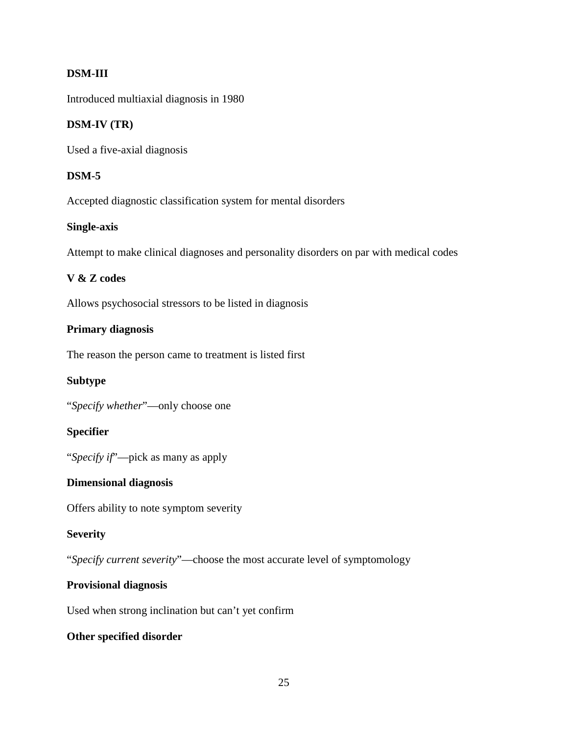**DSM-III**

Introduced multiaxial diagnosis in 1980

**DSM-IV (TR)**

Used a five-axial diagnosis

**DSM-5**

Accepted diagnostic classification system for mental disorders

**Single-axis**

Attempt to make clinical diagnoses and personality disorders on par with medical codes

**V & Z codes**

Allows psychosocial stressors to be listed in diagnosis

**Primary diagnosis**

The reason the person came to treatment is listed first

**Subtype**

"*Specify whether*"—only choose one

**Specifier**

"*Specify if*"—pick as many as apply

**Dimensional diagnosis**

Offers ability to note symptom severity

**Severity**

"*Specify current severity*"—choose the most accurate level of symptomology

**Provisional diagnosis**

Used when strong inclination but can't yet confirm

**Other specified disorder**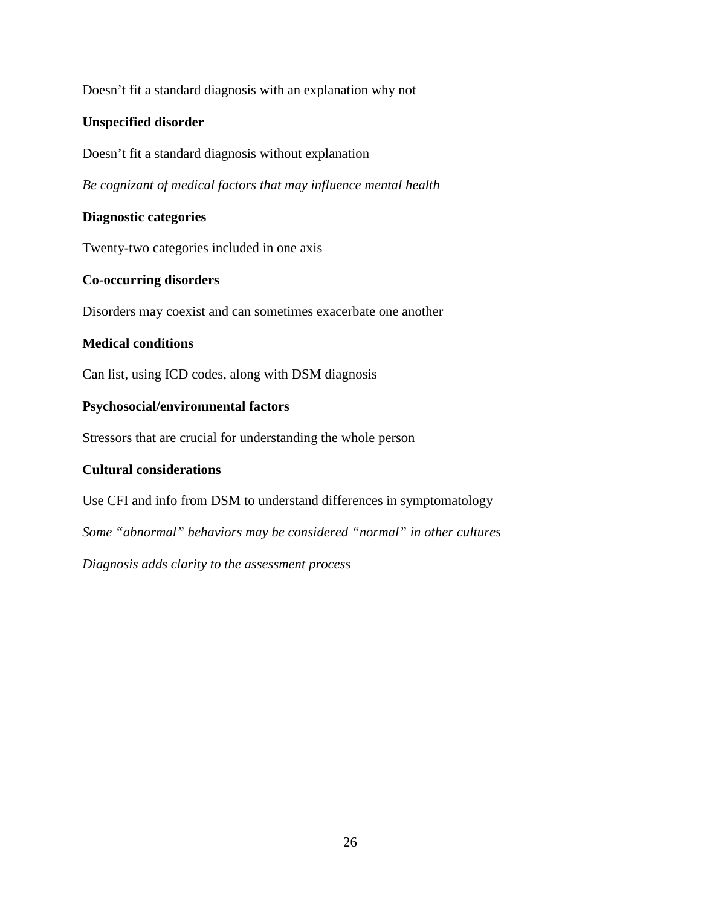Doesn't fit a standard diagnosis with an explanation why not

**Unspecified disorder**

Doesn't fit a standard diagnosis without explanation

*Be cognizant of medical factors that may influence mental health*

**Diagnostic categories**

Twenty-two categories included in one axis

**Co-occurring disorders**

Disorders may coexist and can sometimes exacerbate one another

**Medical conditions**

Can list, using ICD codes, along with DSM diagnosis

**Psychosocial/environmental factors**

Stressors that are crucial for understanding the whole person

**Cultural considerations**

Use CFI and info from DSM to understand differences in symptomatology

*Some "abnormal" behaviors may be considered "normal" in other cultures*

*Diagnosis adds clarity to the assessment process*